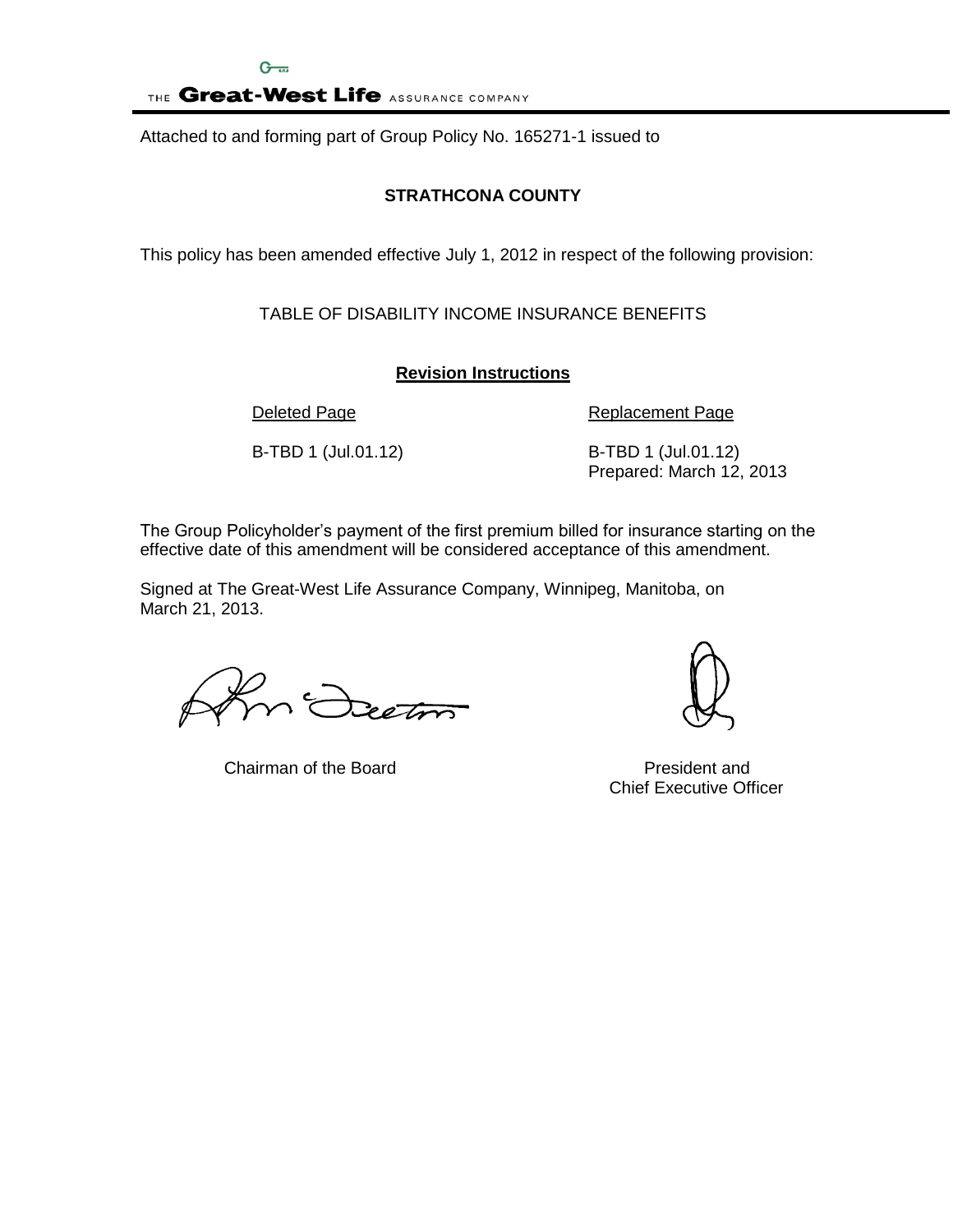THE **Great-West Life** ASSURANCE COMPANY

Attached to and forming part of Group Policy No. 165271-1 issued to

**STRATHCONA COUNTY**

This policy has been amended effective July 1, 2012 in respect of the following provision:

TABLE OF DISABILITY INCOME INSURANCE BENEFITS

**Revision Instructions**

| Deleted Page | Replacement Page |
| --- | --- |
| B-TBD 1 (Jul.01.12) | B-TBD 1 (Jul.01.12)<br>Prepared: March 12, 2013 |

The Group Policyholder's payment of the first premium billed for insurance starting on the effective date of this amendment will be considered acceptance of this amendment.

Signed at The Great-West Life Assurance Company, Winnipeg, Manitoba, on March 21, 2013.

Chairman of the Board

President and Chief Executive Officer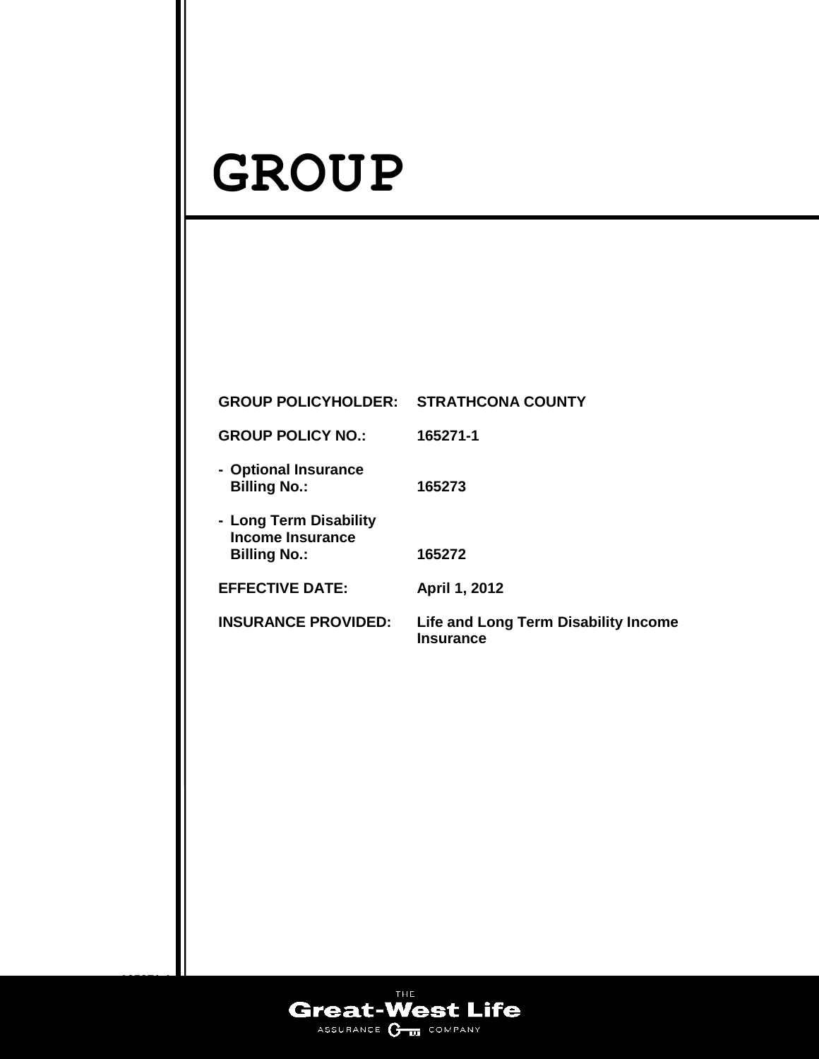# GROUP

| | |
|---|---|
| **GROUP POLICYHOLDER:** | **STRATHCONA COUNTY** |
| **GROUP POLICY NO.:** | **165271-1** |
| **- Optional Insurance Billing No.:** | **165273** |
| **- Long Term Disability Income Insurance Billing No.:** | **165272** |
| **EFFECTIVE DATE:** | **April 1, 2012** |
| **INSURANCE PROVIDED:** | **Life and Long Term Disability Income Insurance** |

THE Great-West Life ASSURANCE COMPANY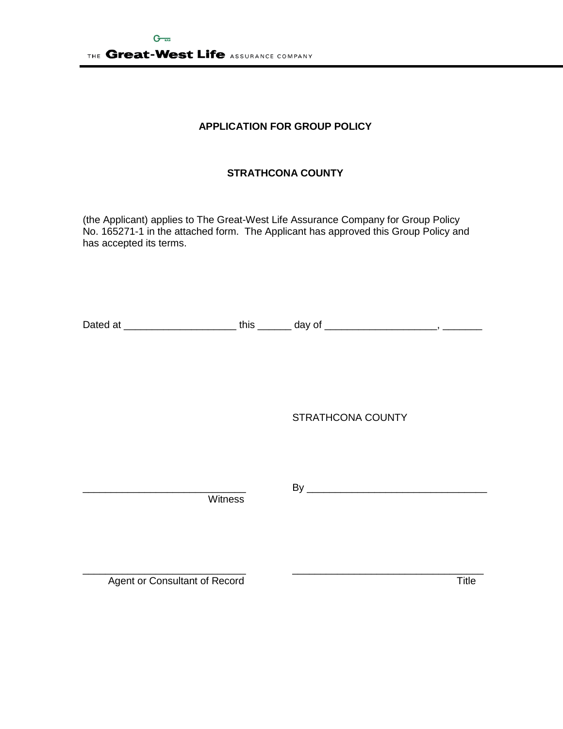THE **Great-West Life** ASSURANCE COMPANY

**APPLICATION FOR GROUP POLICY**

**STRATHCONA COUNTY**

(the Applicant) applies to The Great-West Life Assurance Company for Group Policy No. 165271-1 in the attached form. The Applicant has approved this Group Policy and has accepted its terms.

Dated at ____________________ this ______ day of ____________________, _______

STRATHCONA COUNTY

_____________________________ By ________________________________

Witness

_____________________________ ________________________________

Agent or Consultant of Record Title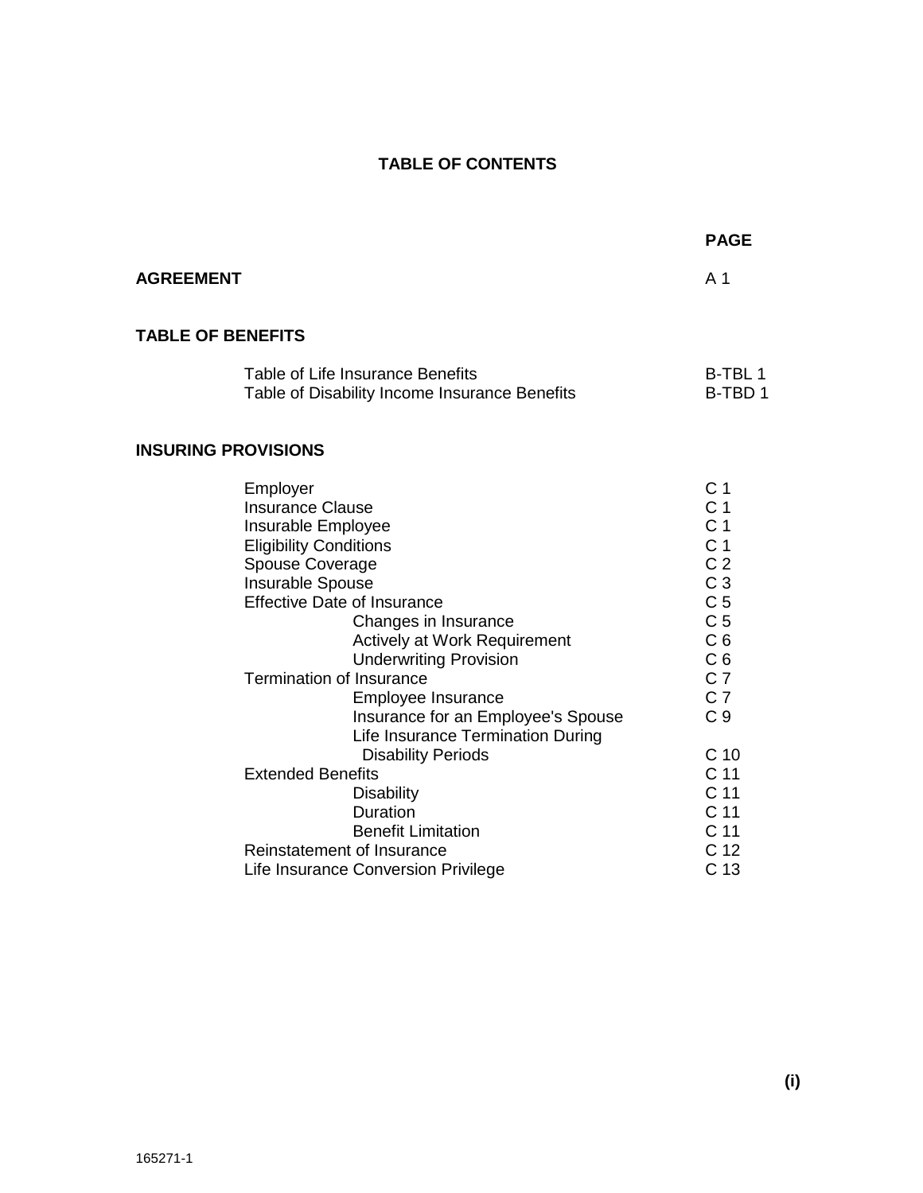# TABLE OF CONTENTS

| | PAGE |
|---|---|
| **AGREEMENT** | A 1 |
| **TABLE OF BENEFITS** | |
| Table of Life Insurance Benefits | B-TBL 1 |
| Table of Disability Income Insurance Benefits | B-TBD 1 |
| **INSURING PROVISIONS** | |
| Employer | C 1 |
| Insurance Clause | C 1 |
| Insurable Employee | C 1 |
| Eligibility Conditions | C 1 |
| Spouse Coverage | C 2 |
| Insurable Spouse | C 3 |
| Effective Date of Insurance | C 5 |
| Changes in Insurance | C 5 |
| Actively at Work Requirement | C 6 |
| Underwriting Provision | C 6 |
| Termination of Insurance | C 7 |
| Employee Insurance | C 7 |
| Insurance for an Employee's Spouse | C 9 |
| Life Insurance Termination During Disability Periods | C 10 |
| Extended Benefits | C 11 |
| Disability | C 11 |
| Duration | C 11 |
| Benefit Limitation | C 11 |
| Reinstatement of Insurance | C 12 |
| Life Insurance Conversion Privilege | C 13 |

165271-1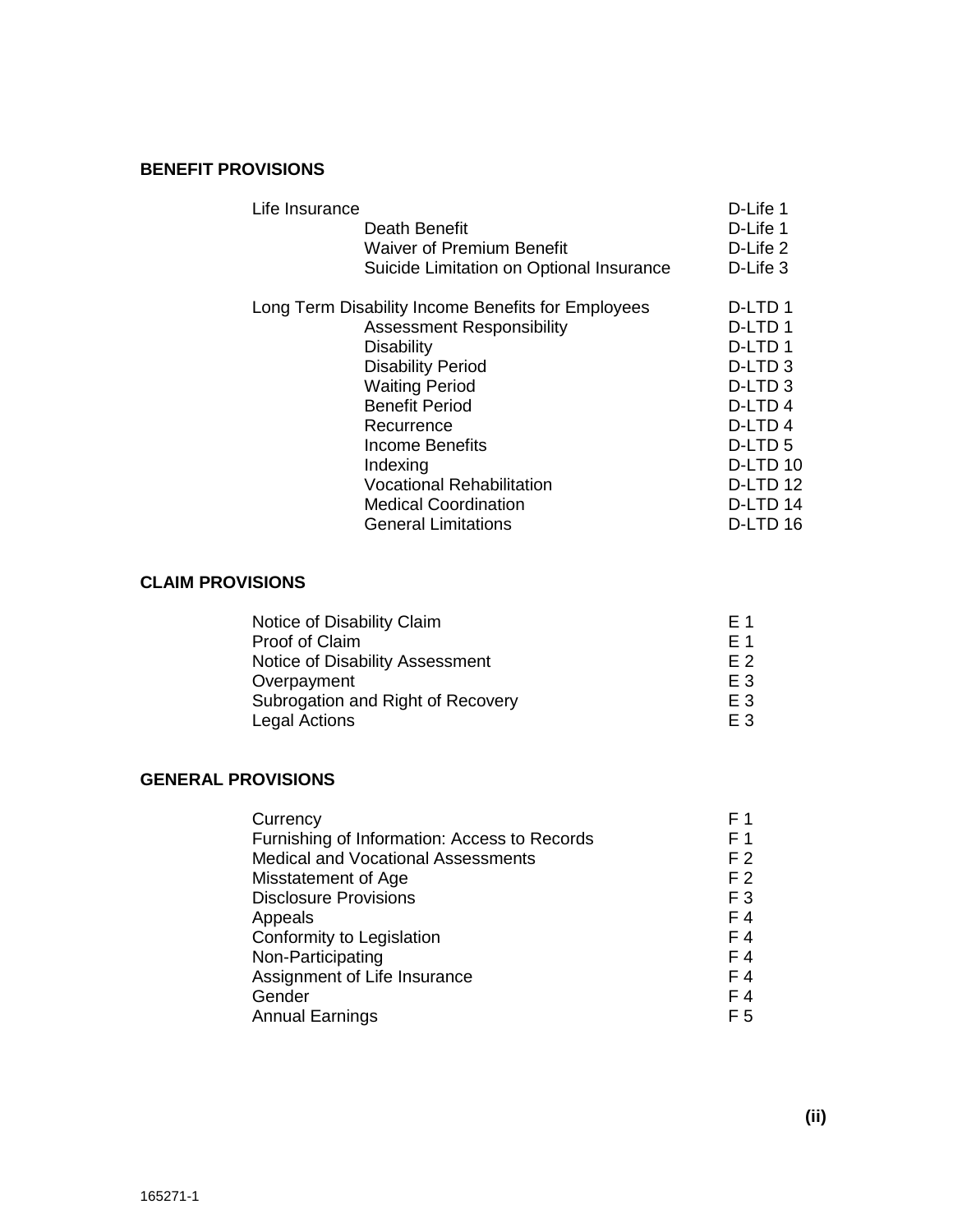## BENEFIT PROVISIONS

| | |
|---|---|
| Life Insurance | D-Life 1 |
| Death Benefit | D-Life 1 |
| Waiver of Premium Benefit | D-Life 2 |
| Suicide Limitation on Optional Insurance | D-Life 3 |
| | |
| Long Term Disability Income Benefits for Employees | D-LTD 1 |
| Assessment Responsibility | D-LTD 1 |
| Disability | D-LTD 1 |
| Disability Period | D-LTD 3 |
| Waiting Period | D-LTD 3 |
| Benefit Period | D-LTD 4 |
| Recurrence | D-LTD 4 |
| Income Benefits | D-LTD 5 |
| Indexing | D-LTD 10 |
| Vocational Rehabilitation | D-LTD 12 |
| Medical Coordination | D-LTD 14 |
| General Limitations | D-LTD 16 |

## CLAIM PROVISIONS

| | |
|---|---|
| Notice of Disability Claim | E 1 |
| Proof of Claim | E 1 |
| Notice of Disability Assessment | E 2 |
| Overpayment | E 3 |
| Subrogation and Right of Recovery | E 3 |
| Legal Actions | E 3 |

## GENERAL PROVISIONS

| | |
|---|---|
| Currency | F 1 |
| Furnishing of Information: Access to Records | F 1 |
| Medical and Vocational Assessments | F 2 |
| Misstatement of Age | F 2 |
| Disclosure Provisions | F 3 |
| Appeals | F 4 |
| Conformity to Legislation | F 4 |
| Non-Participating | F 4 |
| Assignment of Life Insurance | F 4 |
| Gender | F 4 |
| Annual Earnings | F 5 |

165271-1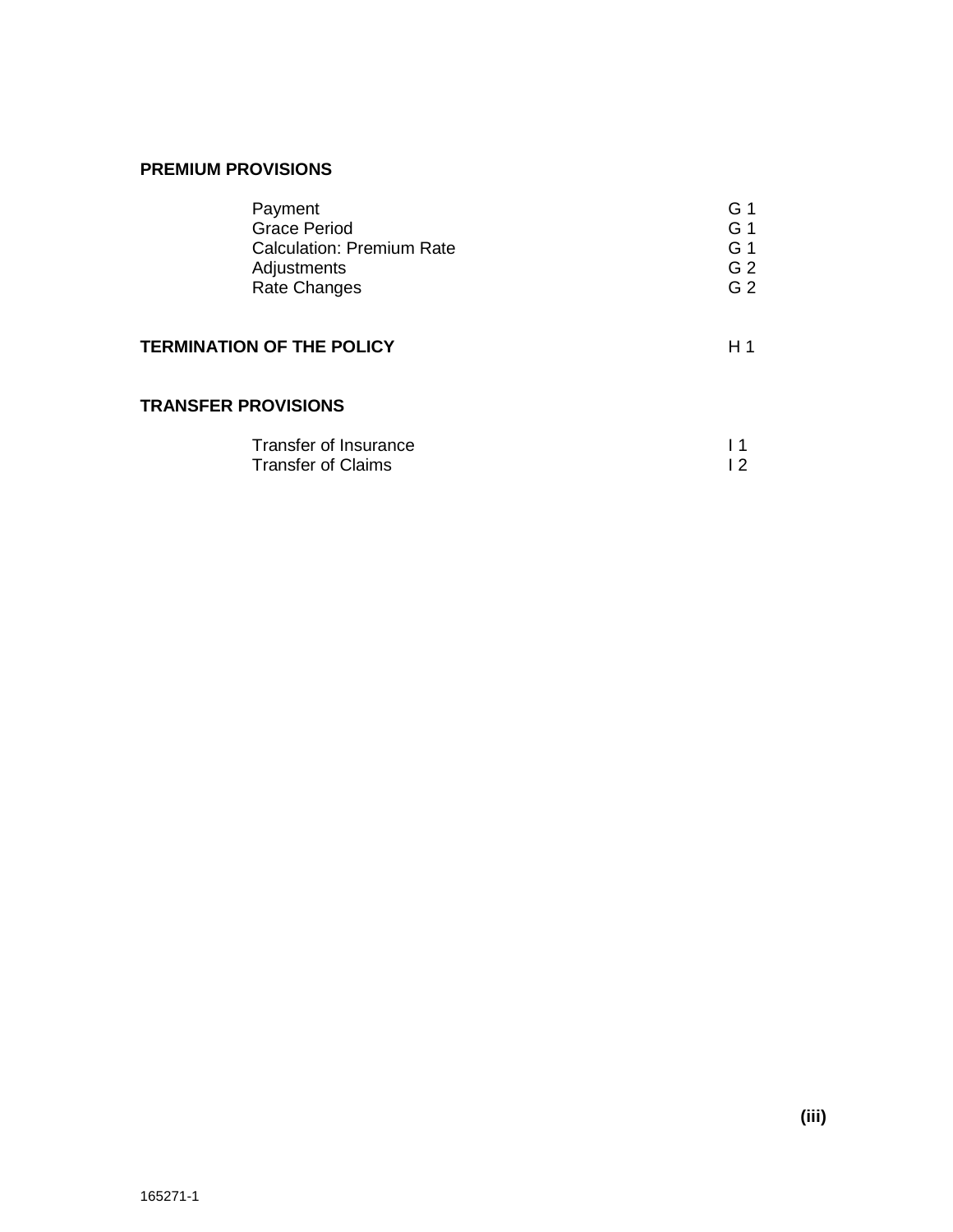**PREMIUM PROVISIONS**

| | |
|---|---|
| Payment | G 1 |
| Grace Period | G 1 |
| Calculation: Premium Rate | G 1 |
| Adjustments | G 2 |
| Rate Changes | G 2 |

**TERMINATION OF THE POLICY** H 1

**TRANSFER PROVISIONS**

| | |
|---|---|
| Transfer of Insurance | I 1 |
| Transfer of Claims | I 2 |

165271-1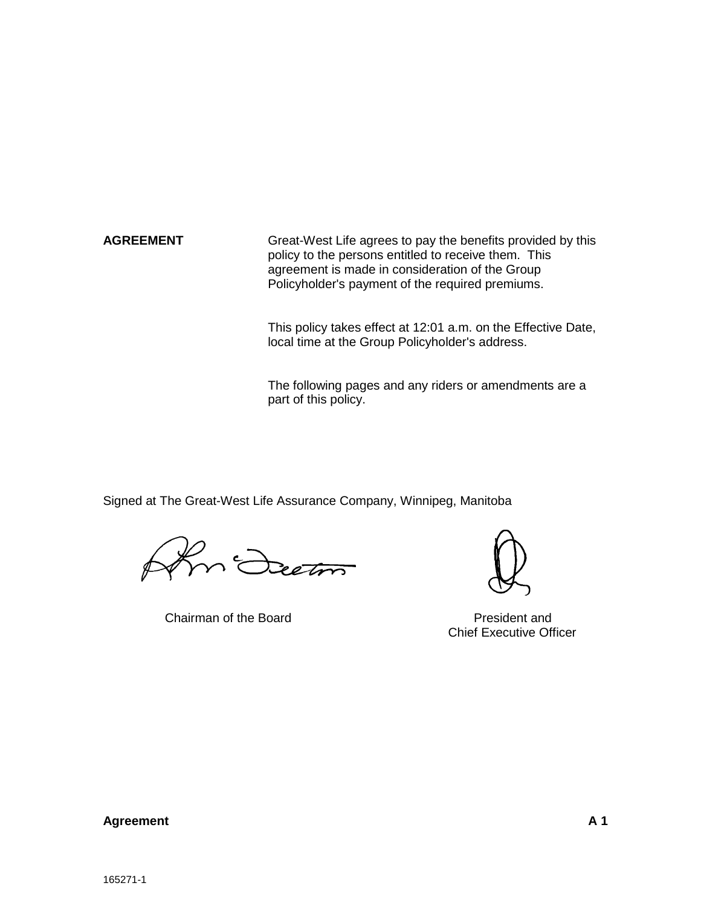**AGREEMENT**

Great-West Life agrees to pay the benefits provided by this policy to the persons entitled to receive them. This agreement is made in consideration of the Group Policyholder's payment of the required premiums.

This policy takes effect at 12:01 a.m. on the Effective Date, local time at the Group Policyholder's address.

The following pages and any riders or amendments are a part of this policy.

Signed at The Great-West Life Assurance Company, Winnipeg, Manitoba

Chairman of the Board

President and
Chief Executive Officer

**Agreement** **A 1**

165271-1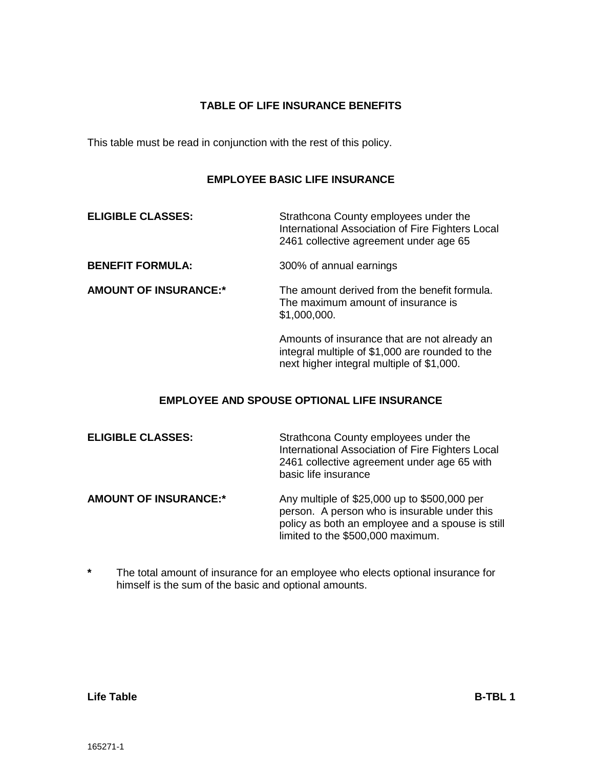## TABLE OF LIFE INSURANCE BENEFITS

This table must be read in conjunction with the rest of this policy.

### EMPLOYEE BASIC LIFE INSURANCE

**ELIGIBLE CLASSES:** Strathcona County employees under the International Association of Fire Fighters Local 2461 collective agreement under age 65

**BENEFIT FORMULA:** 300% of annual earnings

**AMOUNT OF INSURANCE:*** The amount derived from the benefit formula. The maximum amount of insurance is $1,000,000.

Amounts of insurance that are not already an integral multiple of $1,000 are rounded to the next higher integral multiple of $1,000.

### EMPLOYEE AND SPOUSE OPTIONAL LIFE INSURANCE

**ELIGIBLE CLASSES:** Strathcona County employees under the International Association of Fire Fighters Local 2461 collective agreement under age 65 with basic life insurance

**AMOUNT OF INSURANCE:*** Any multiple of $25,000 up to $500,000 per person. A person who is insurable under this policy as both an employee and a spouse is still limited to the $500,000 maximum.

**\*** The total amount of insurance for an employee who elects optional insurance for himself is the sum of the basic and optional amounts.

**Life Table** **B-TBL 1**

165271-1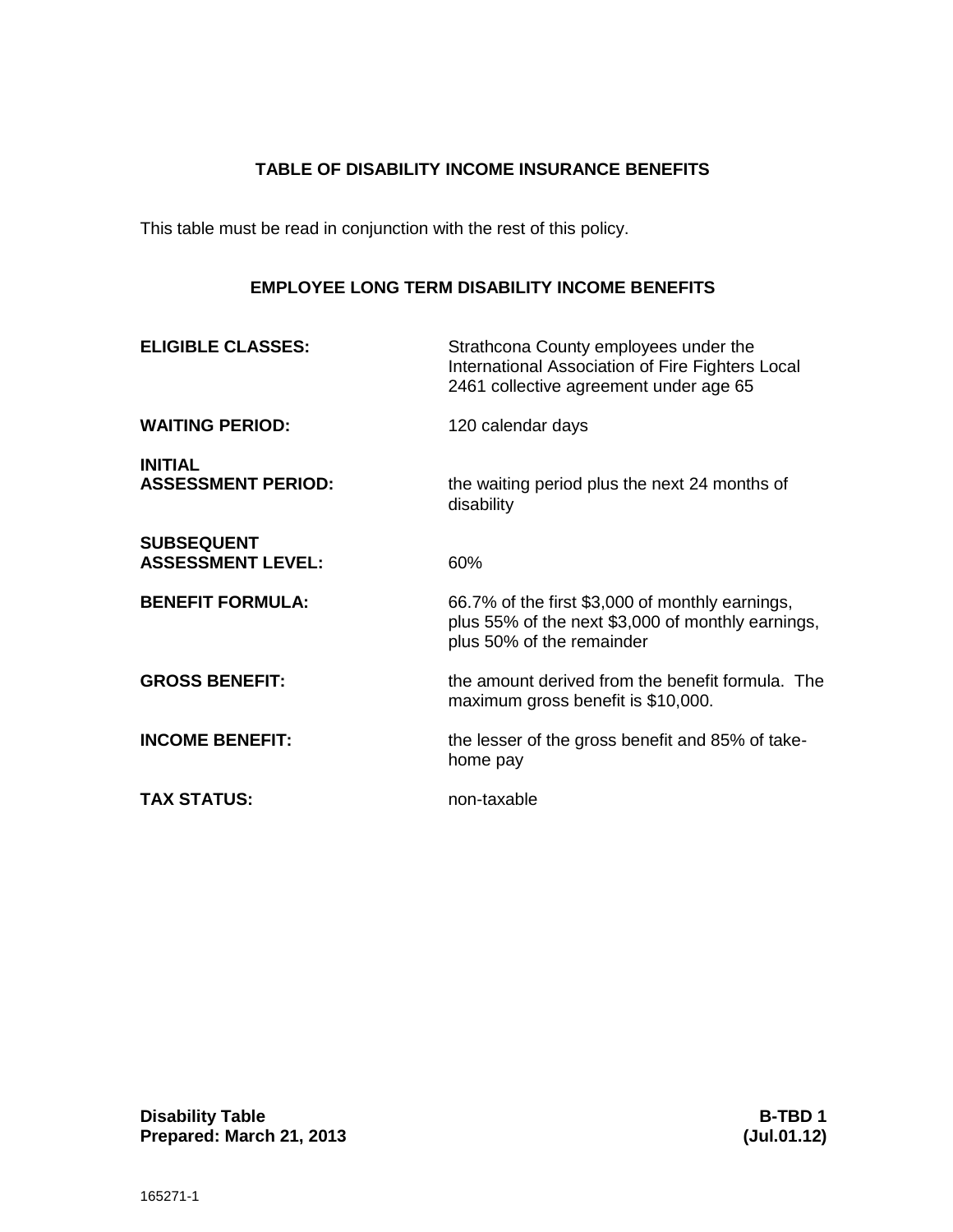## TABLE OF DISABILITY INCOME INSURANCE BENEFITS

This table must be read in conjunction with the rest of this policy.

### EMPLOYEE LONG TERM DISABILITY INCOME BENEFITS

| | |
|---|---|
| **ELIGIBLE CLASSES:** | Strathcona County employees under the International Association of Fire Fighters Local 2461 collective agreement under age 65 |
| **WAITING PERIOD:** | 120 calendar days |
| **INITIAL ASSESSMENT PERIOD:** | the waiting period plus the next 24 months of disability |
| **SUBSEQUENT ASSESSMENT LEVEL:** | 60% |
| **BENEFIT FORMULA:** | 66.7% of the first $3,000 of monthly earnings, plus 55% of the next $3,000 of monthly earnings, plus 50% of the remainder |
| **GROSS BENEFIT:** | the amount derived from the benefit formula. The maximum gross benefit is $10,000. |
| **INCOME BENEFIT:** | the lesser of the gross benefit and 85% of take-home pay |
| **TAX STATUS:** | non-taxable |

**Disability Table** **B-TBD 1**
**Prepared: March 21, 2013** **(Jul.01.12)**

165271-1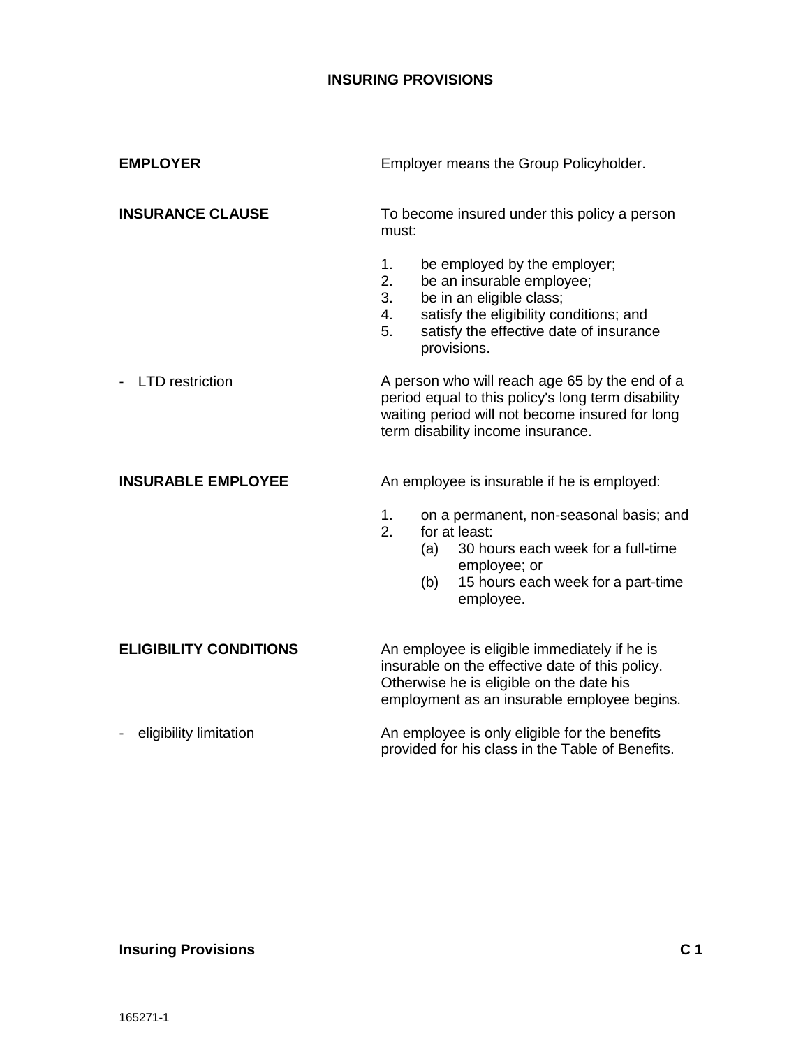# INSURING PROVISIONS

**EMPLOYER**

Employer means the Group Policyholder.

**INSURANCE CLAUSE**

To become insured under this policy a person must:

1. be employed by the employer;
2. be an insurable employee;
3. be in an eligible class;
4. satisfy the eligibility conditions; and
5. satisfy the effective date of insurance provisions.

- LTD restriction

A person who will reach age 65 by the end of a period equal to this policy's long term disability waiting period will not become insured for long term disability income insurance.

**INSURABLE EMPLOYEE**

An employee is insurable if he is employed:

1. on a permanent, non-seasonal basis; and
2. for at least:
   - (a) 30 hours each week for a full-time employee; or
   - (b) 15 hours each week for a part-time employee.

**ELIGIBILITY CONDITIONS**

An employee is eligible immediately if he is insurable on the effective date of this policy. Otherwise he is eligible on the date his employment as an insurable employee begins.

- eligibility limitation

An employee is only eligible for the benefits provided for his class in the Table of Benefits.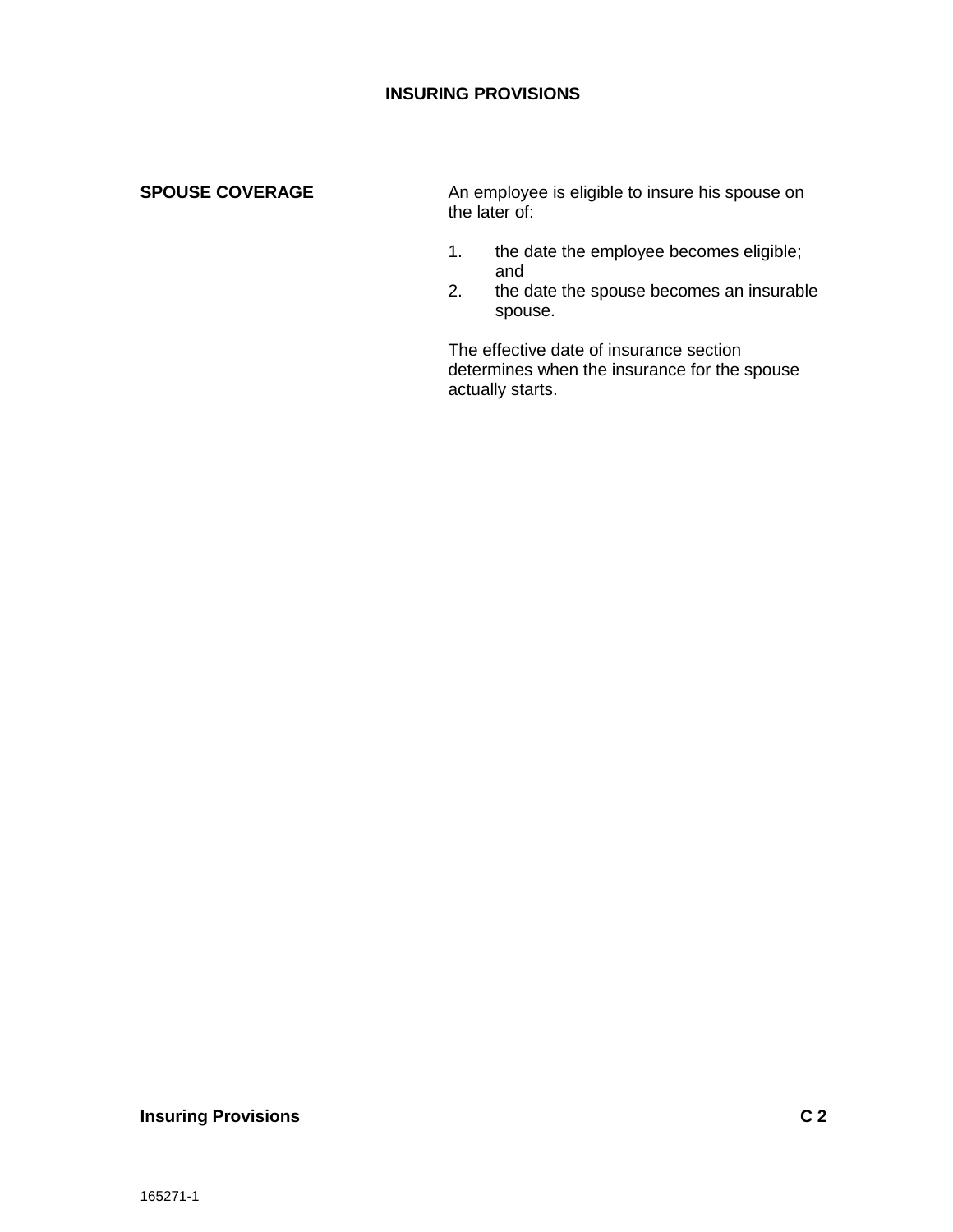# INSURING PROVISIONS

**SPOUSE COVERAGE**

An employee is eligible to insure his spouse on the later of:

1. the date the employee becomes eligible; and
2. the date the spouse becomes an insurable spouse.

The effective date of insurance section determines when the insurance for the spouse actually starts.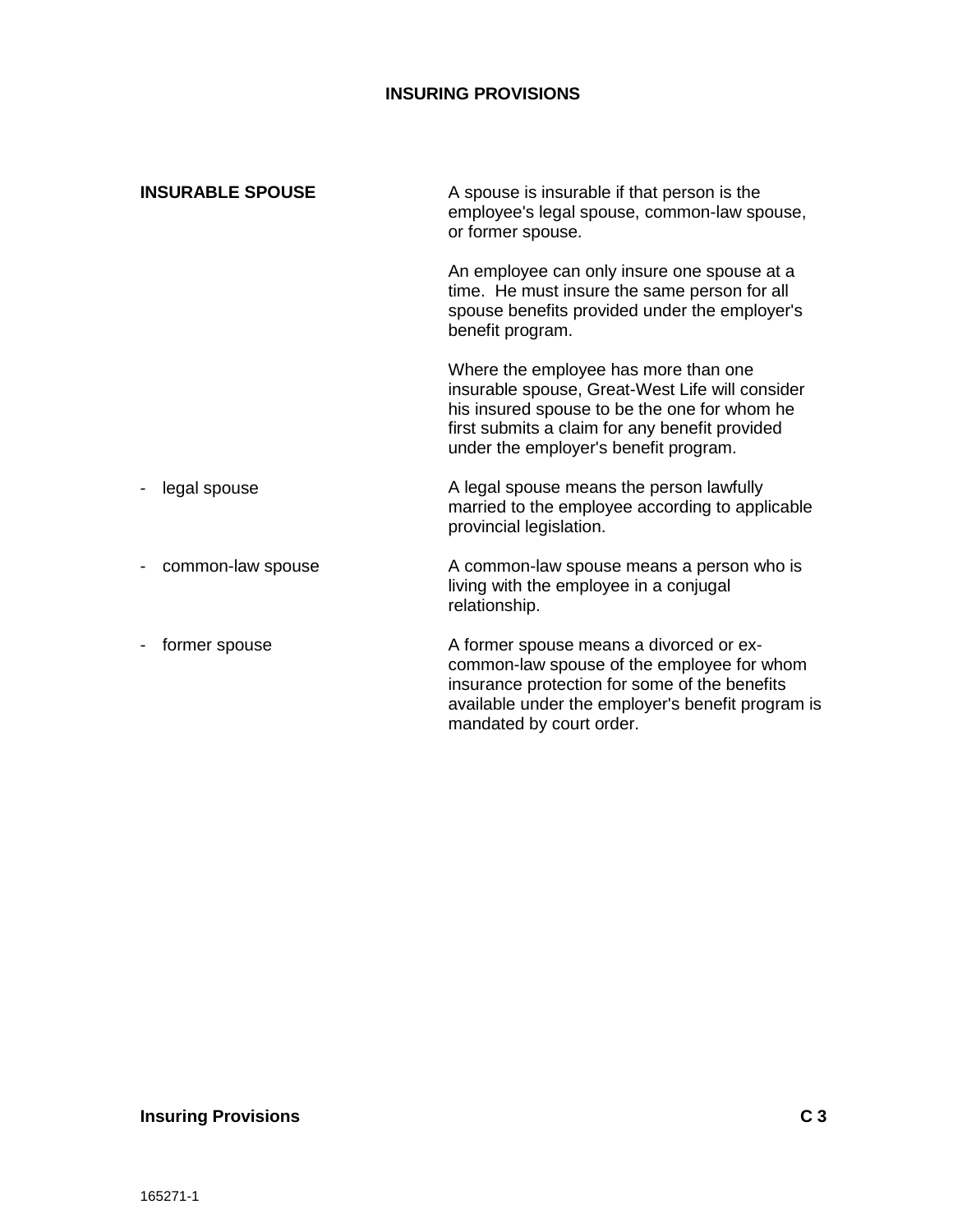# INSURING PROVISIONS

**INSURABLE SPOUSE**

A spouse is insurable if that person is the employee's legal spouse, common-law spouse, or former spouse.

An employee can only insure one spouse at a time. He must insure the same person for all spouse benefits provided under the employer's benefit program.

Where the employee has more than one insurable spouse, Great-West Life will consider his insured spouse to be the one for whom he first submits a claim for any benefit provided under the employer's benefit program.

- legal spouse

A legal spouse means the person lawfully married to the employee according to applicable provincial legislation.

- common-law spouse

A common-law spouse means a person who is living with the employee in a conjugal relationship.

- former spouse

A former spouse means a divorced or ex-common-law spouse of the employee for whom insurance protection for some of the benefits available under the employer's benefit program is mandated by court order.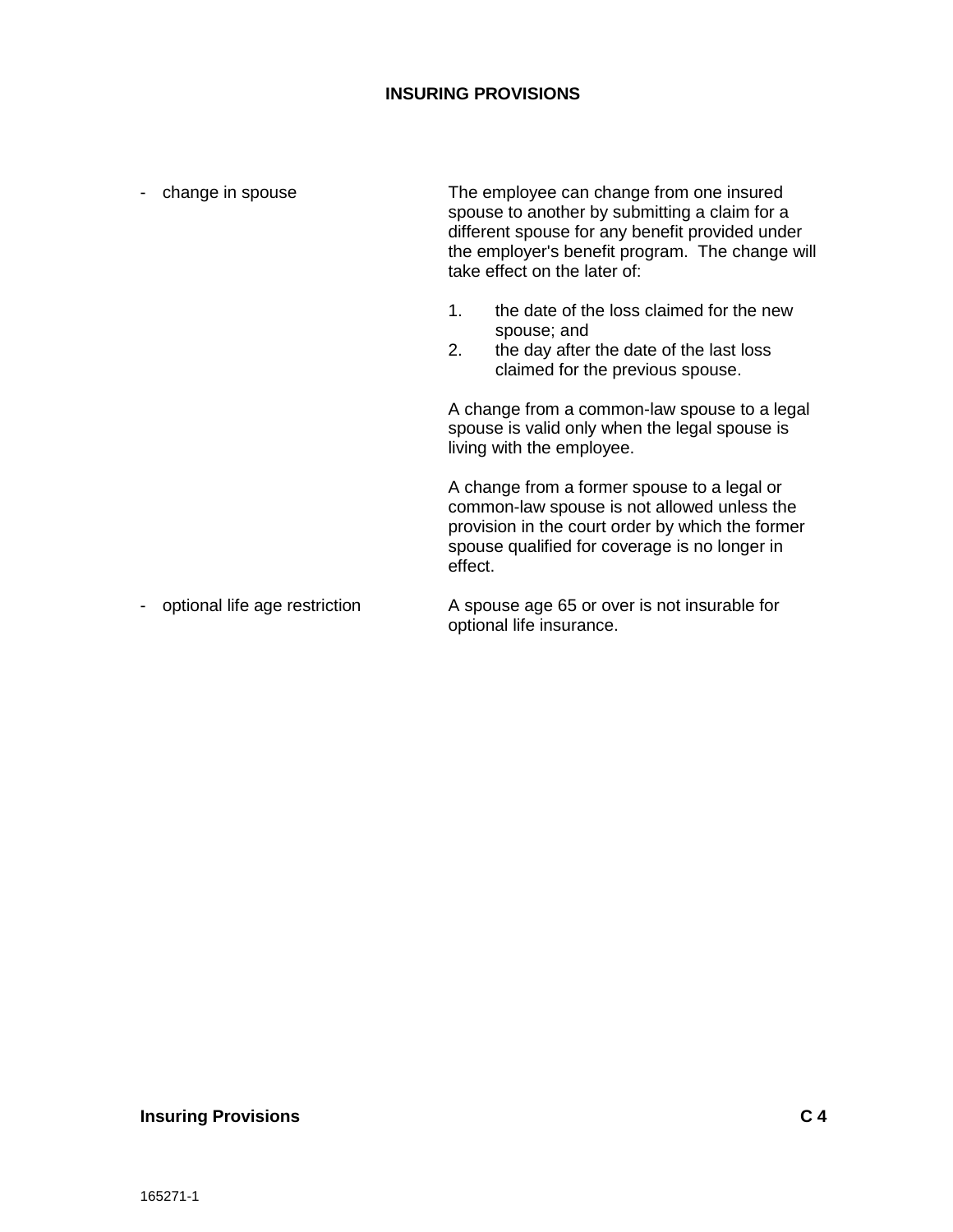## INSURING PROVISIONS

- **change in spouse**

The employee can change from one insured spouse to another by submitting a claim for a different spouse for any benefit provided under the employer's benefit program. The change will take effect on the later of:

1. the date of the loss claimed for the new spouse; and
2. the day after the date of the last loss claimed for the previous spouse.

A change from a common-law spouse to a legal spouse is valid only when the legal spouse is living with the employee.

A change from a former spouse to a legal or common-law spouse is not allowed unless the provision in the court order by which the former spouse qualified for coverage is no longer in effect.

- **optional life age restriction**

A spouse age 65 or over is not insurable for optional life insurance.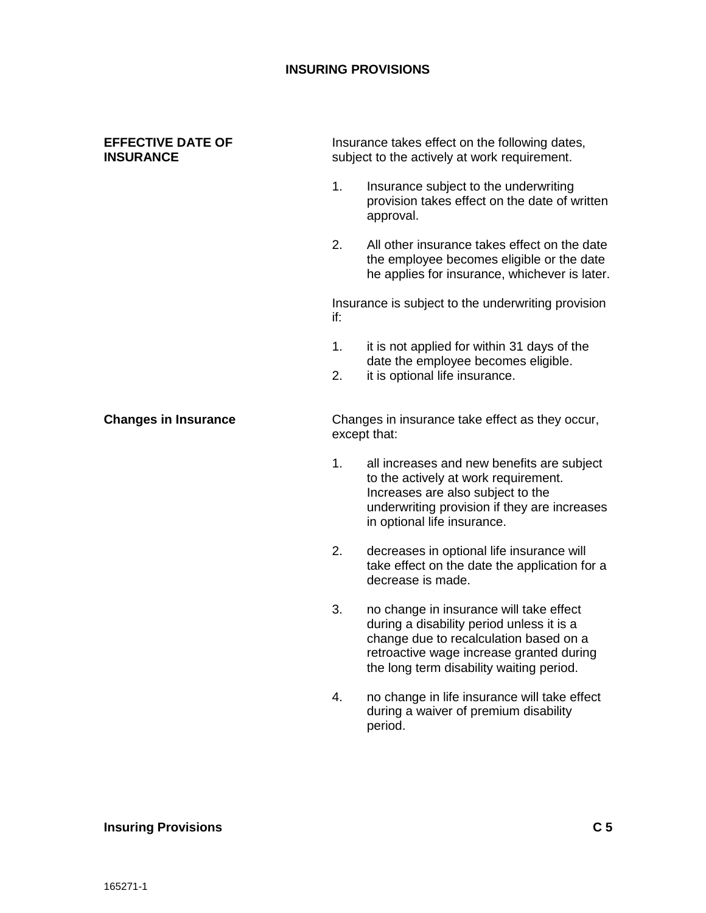# INSURING PROVISIONS

**EFFECTIVE DATE OF INSURANCE**

Insurance takes effect on the following dates, subject to the actively at work requirement.

1. Insurance subject to the underwriting provision takes effect on the date of written approval.

2. All other insurance takes effect on the date the employee becomes eligible or the date he applies for insurance, whichever is later.

Insurance is subject to the underwriting provision if:

1. it is not applied for within 31 days of the date the employee becomes eligible.
2. it is optional life insurance.

**Changes in Insurance**

Changes in insurance take effect as they occur, except that:

1. all increases and new benefits are subject to the actively at work requirement. Increases are also subject to the underwriting provision if they are increases in optional life insurance.

2. decreases in optional life insurance will take effect on the date the application for a decrease is made.

3. no change in insurance will take effect during a disability period unless it is a change due to recalculation based on a retroactive wage increase granted during the long term disability waiting period.

4. no change in life insurance will take effect during a waiver of premium disability period.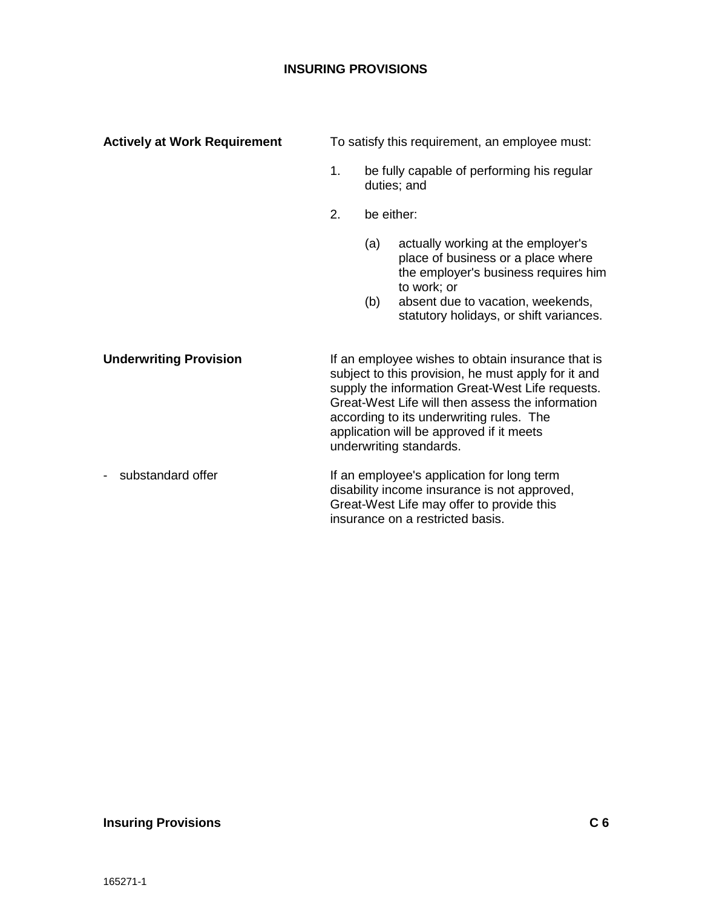# INSURING PROVISIONS

**Actively at Work Requirement**

To satisfy this requirement, an employee must:

1. be fully capable of performing his regular duties; and
2. be either:
   (a) actually working at the employer's place of business or a place where the employer's business requires him to work; or
   (b) absent due to vacation, weekends, statutory holidays, or shift variances.

**Underwriting Provision**

If an employee wishes to obtain insurance that is subject to this provision, he must apply for it and supply the information Great-West Life requests. Great-West Life will then assess the information according to its underwriting rules. The application will be approved if it meets underwriting standards.

- substandard offer

If an employee's application for long term disability income insurance is not approved, Great-West Life may offer to provide this insurance on a restricted basis.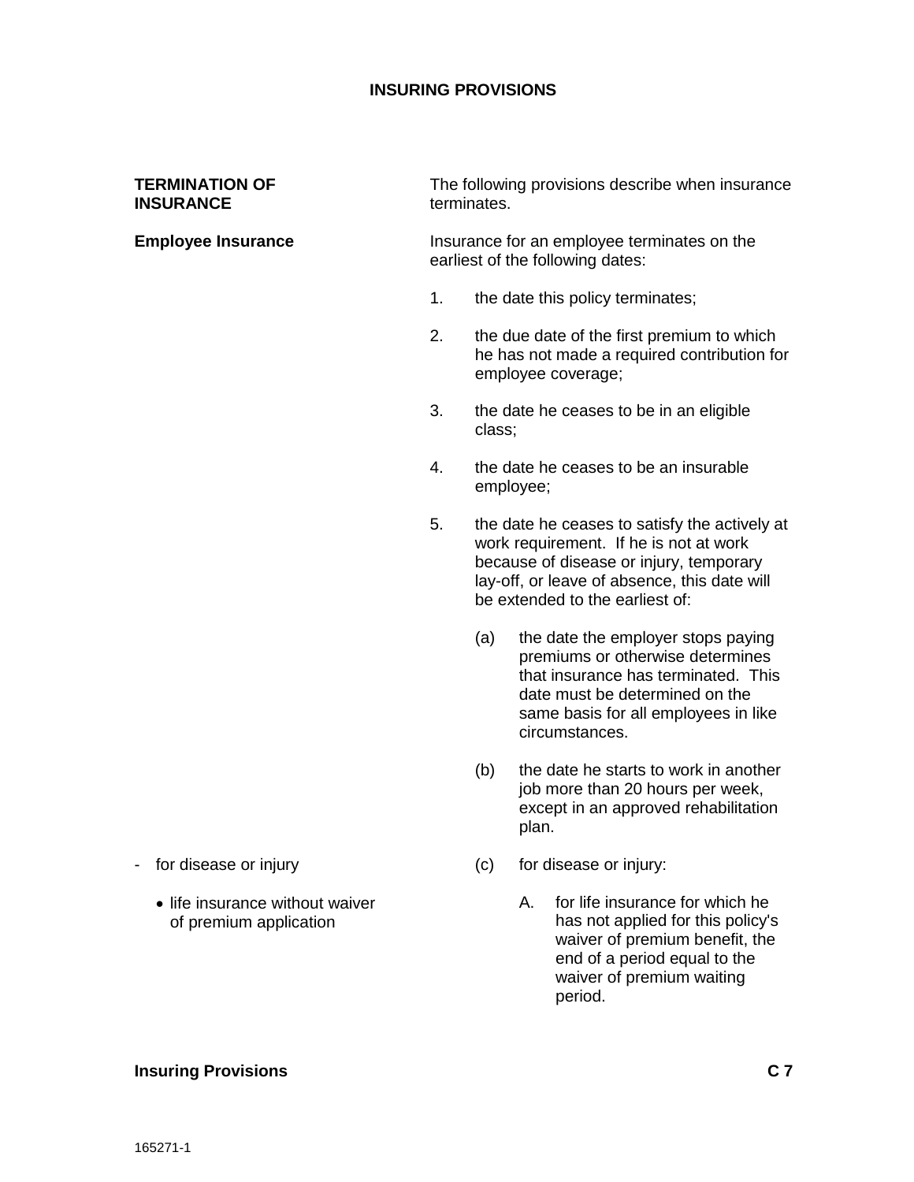## INSURING PROVISIONS

**TERMINATION OF INSURANCE**

The following provisions describe when insurance terminates.

**Employee Insurance**

Insurance for an employee terminates on the earliest of the following dates:

1. the date this policy terminates;

2. the due date of the first premium to which he has not made a required contribution for employee coverage;

3. the date he ceases to be in an eligible class;

4. the date he ceases to be an insurable employee;

5. the date he ceases to satisfy the actively at work requirement. If he is not at work because of disease or injury, temporary lay-off, or leave of absence, this date will be extended to the earliest of:

    (a) the date the employer stops paying premiums or otherwise determines that insurance has terminated. This date must be determined on the same basis for all employees in like circumstances.

    (b) the date he starts to work in another job more than 20 hours per week, except in an approved rehabilitation plan.

- for disease or injury

    (c) for disease or injury:

    - life insurance without waiver of premium application

        A. for life insurance for which he has not applied for this policy's waiver of premium benefit, the end of a period equal to the waiver of premium waiting period.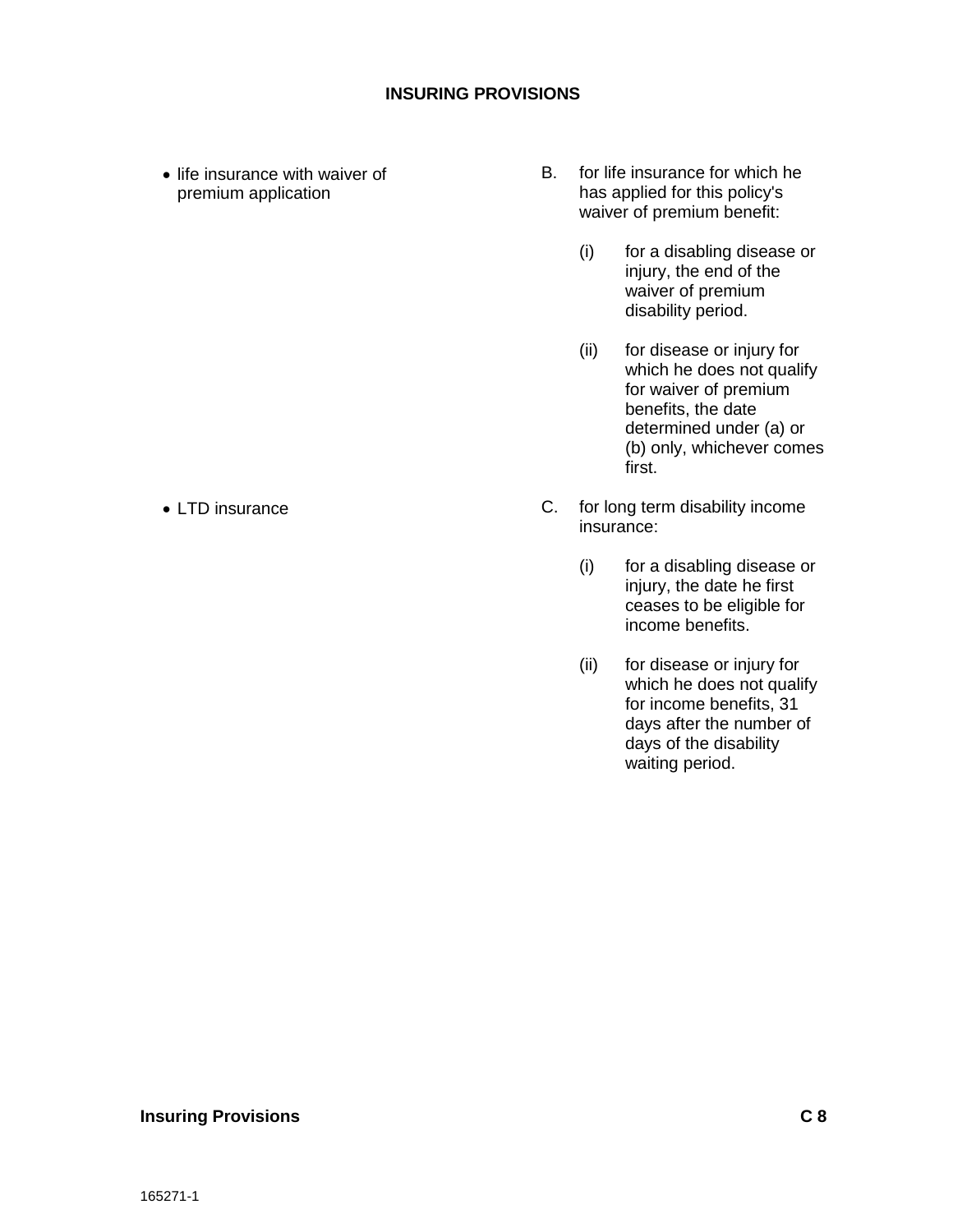## INSURING PROVISIONS

- life insurance with waiver of premium application

B. for life insurance for which he has applied for this policy's waiver of premium benefit:

   (i) for a disabling disease or injury, the end of the waiver of premium disability period.

   (ii) for disease or injury for which he does not qualify for waiver of premium benefits, the date determined under (a) or (b) only, whichever comes first.

- LTD insurance

C. for long term disability income insurance:

   (i) for a disabling disease or injury, the date he first ceases to be eligible for income benefits.

   (ii) for disease or injury for which he does not qualify for income benefits, 31 days after the number of days of the disability waiting period.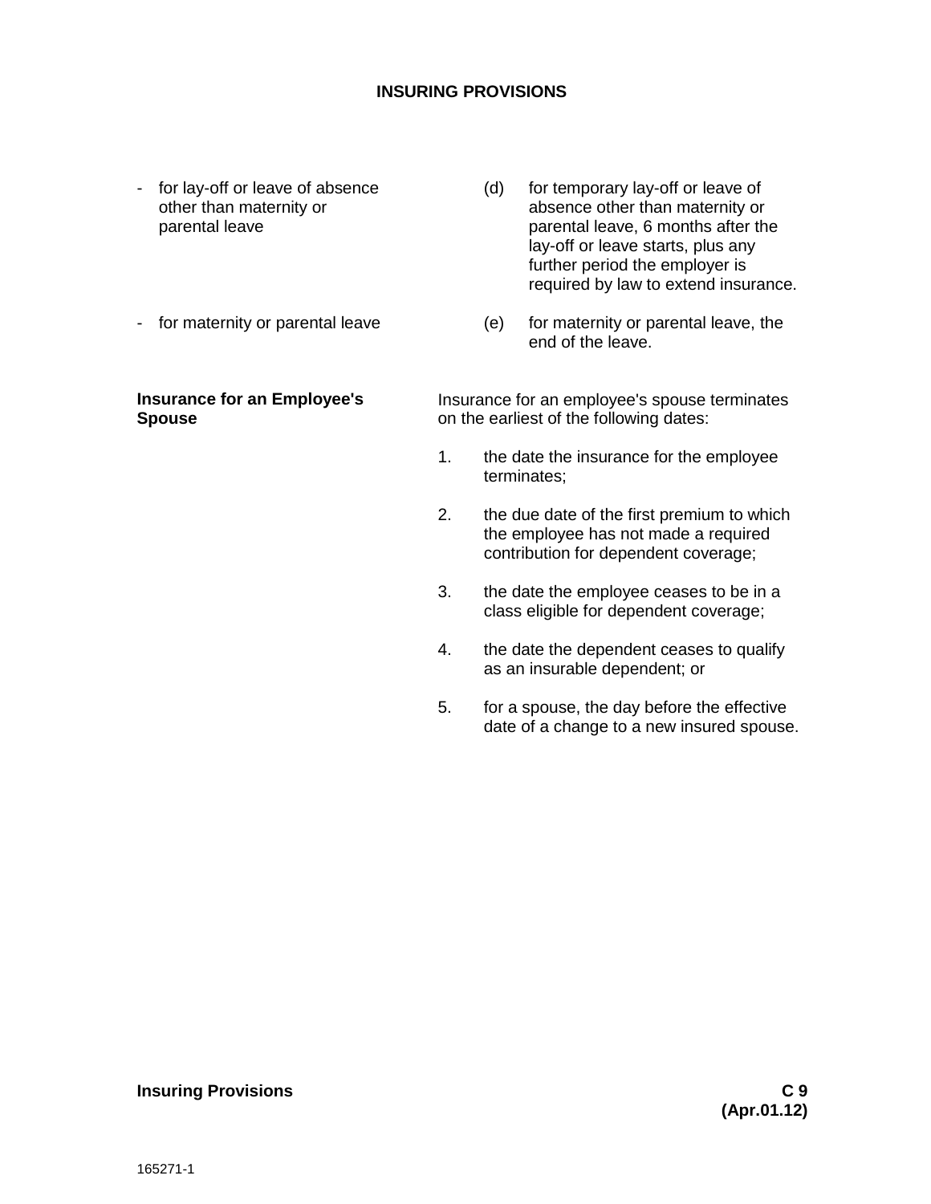- for lay-off or leave of absence other than maternity or parental leave

(d) for temporary lay-off or leave of absence other than maternity or parental leave, 6 months after the lay-off or leave starts, plus any further period the employer is required by law to extend insurance.

- for maternity or parental leave

(e) for maternity or parental leave, the end of the leave.

**Insurance for an Employee's Spouse**

Insurance for an employee's spouse terminates on the earliest of the following dates:

1. the date the insurance for the employee terminates;
2. the due date of the first premium to which the employee has not made a required contribution for dependent coverage;
3. the date the employee ceases to be in a class eligible for dependent coverage;
4. the date the dependent ceases to qualify as an insurable dependent; or
5. for a spouse, the day before the effective date of a change to a new insured spouse.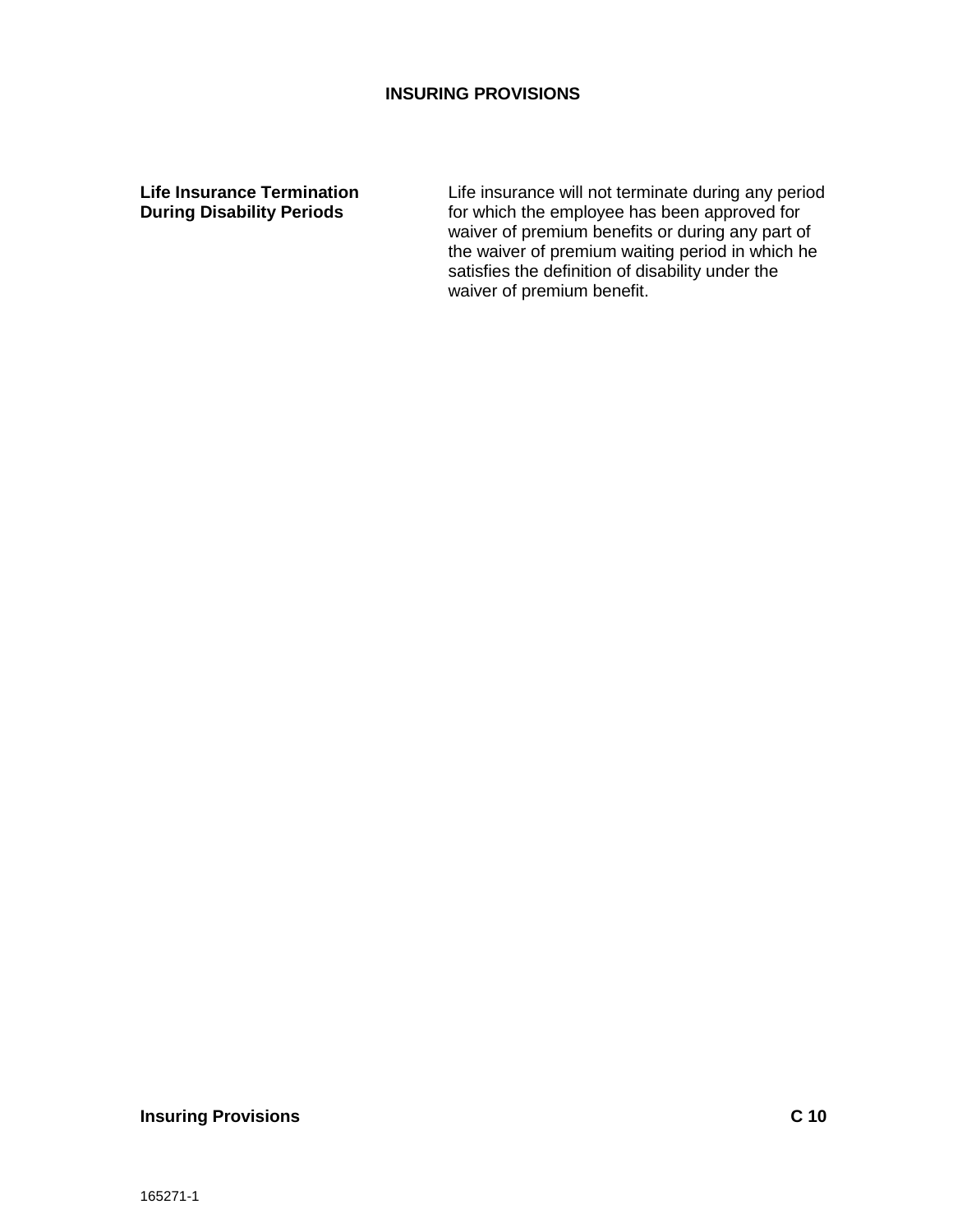# INSURING PROVISIONS

**Life Insurance Termination During Disability Periods**

Life insurance will not terminate during any period for which the employee has been approved for waiver of premium benefits or during any part of the waiver of premium waiting period in which he satisfies the definition of disability under the waiver of premium benefit.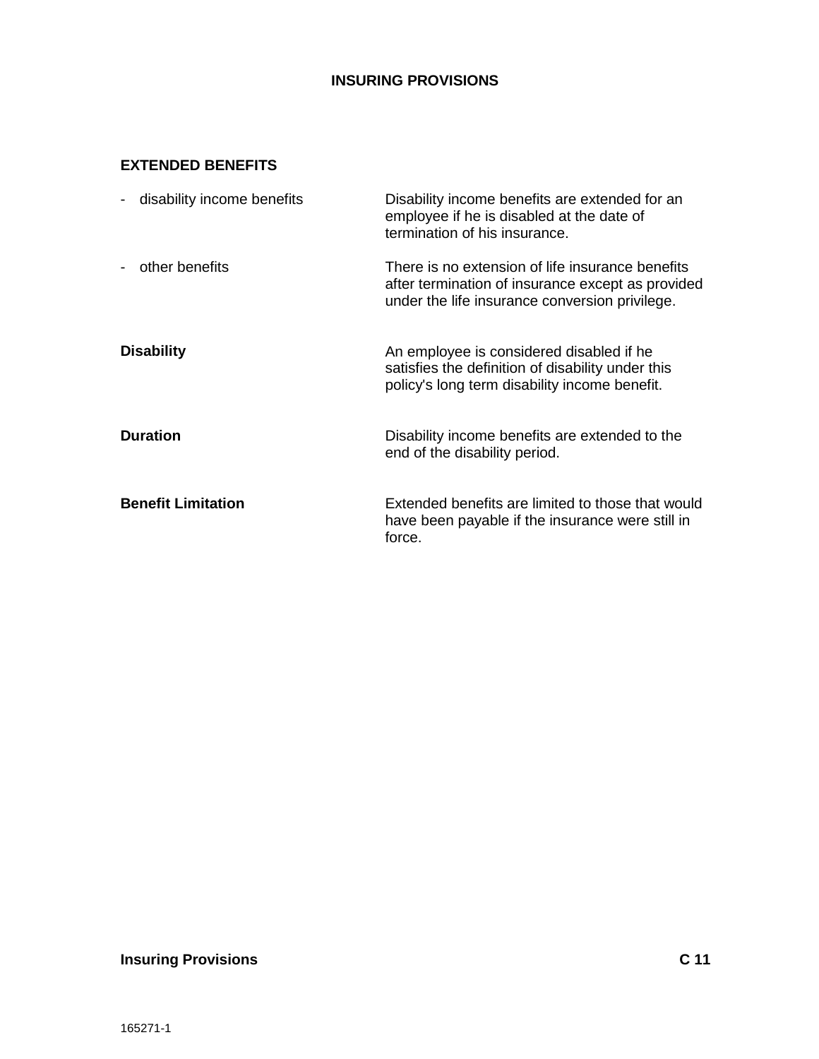# INSURING PROVISIONS

## EXTENDED BENEFITS

| | |
|---|---|
| - disability income benefits | Disability income benefits are extended for an employee if he is disabled at the date of termination of his insurance. |
| - other benefits | There is no extension of life insurance benefits after termination of insurance except as provided under the life insurance conversion privilege. |

**Disability**

An employee is considered disabled if he satisfies the definition of disability under this policy's long term disability income benefit.

**Duration**

Disability income benefits are extended to the end of the disability period.

**Benefit Limitation**

Extended benefits are limited to those that would have been payable if the insurance were still in force.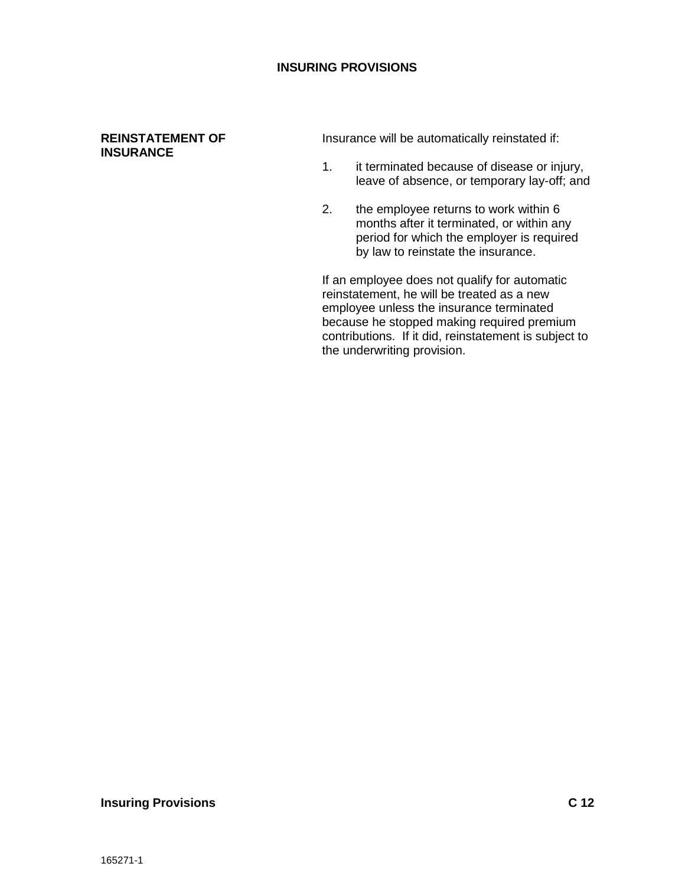# INSURING PROVISIONS

**REINSTATEMENT OF INSURANCE**

Insurance will be automatically reinstated if:

1. it terminated because of disease or injury, leave of absence, or temporary lay-off; and

2. the employee returns to work within 6 months after it terminated, or within any period for which the employer is required by law to reinstate the insurance.

If an employee does not qualify for automatic reinstatement, he will be treated as a new employee unless the insurance terminated because he stopped making required premium contributions. If it did, reinstatement is subject to the underwriting provision.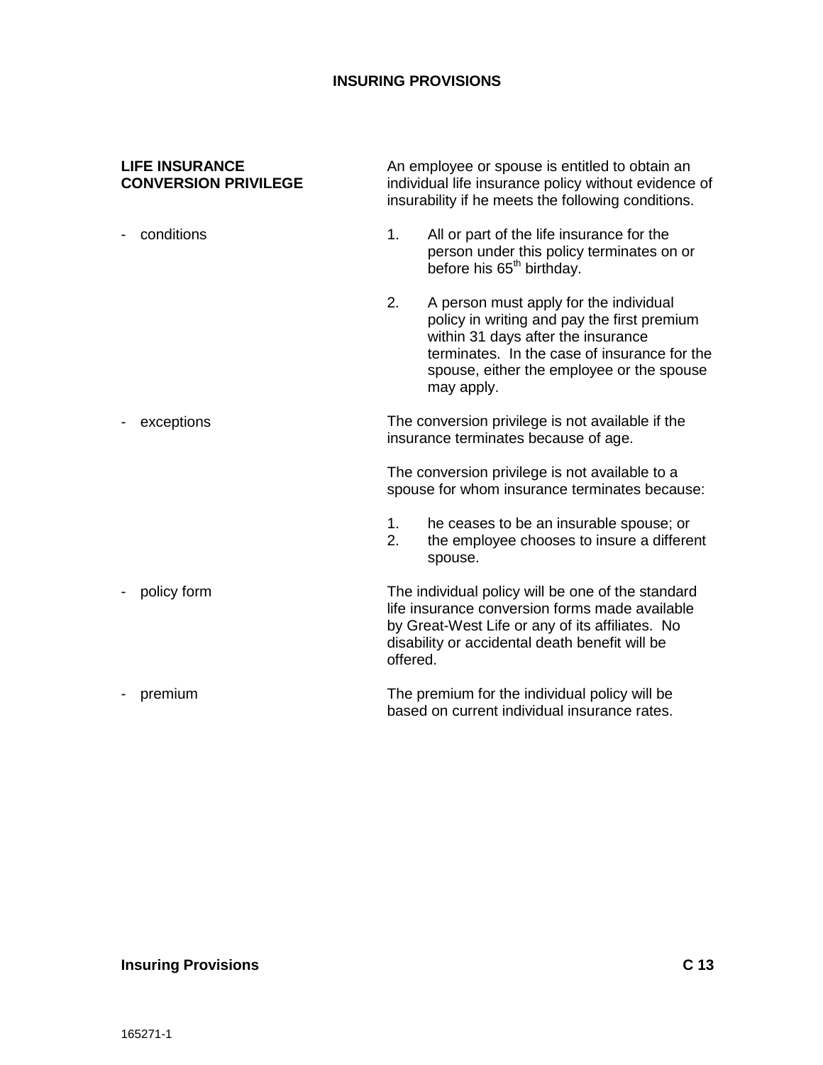## INSURING PROVISIONS

**LIFE INSURANCE CONVERSION PRIVILEGE**

An employee or spouse is entitled to obtain an individual life insurance policy without evidence of insurability if he meets the following conditions.

- conditions

1. All or part of the life insurance for the person under this policy terminates on or before his 65th birthday.

2. A person must apply for the individual policy in writing and pay the first premium within 31 days after the insurance terminates. In the case of insurance for the spouse, either the employee or the spouse may apply.

- exceptions

The conversion privilege is not available if the insurance terminates because of age.

The conversion privilege is not available to a spouse for whom insurance terminates because:

1. he ceases to be an insurable spouse; or
2. the employee chooses to insure a different spouse.

- policy form

The individual policy will be one of the standard life insurance conversion forms made available by Great-West Life or any of its affiliates. No disability or accidental death benefit will be offered.

- premium

The premium for the individual policy will be based on current individual insurance rates.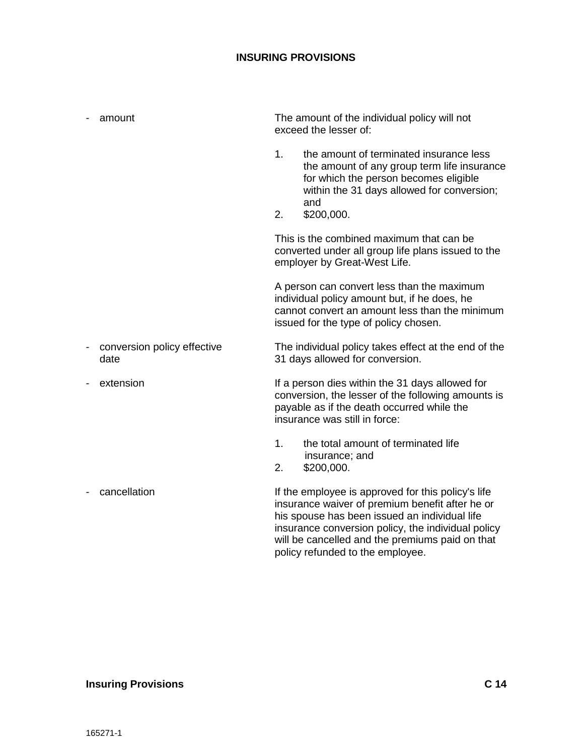## INSURING PROVISIONS

- **amount**

The amount of the individual policy will not exceed the lesser of:

1. the amount of terminated insurance less the amount of any group term life insurance for which the person becomes eligible within the 31 days allowed for conversion; and
2. $200,000.

This is the combined maximum that can be converted under all group life plans issued to the employer by Great-West Life.

A person can convert less than the maximum individual policy amount but, if he does, he cannot convert an amount less than the minimum issued for the type of policy chosen.

- **conversion policy effective date**

The individual policy takes effect at the end of the 31 days allowed for conversion.

- **extension**

If a person dies within the 31 days allowed for conversion, the lesser of the following amounts is payable as if the death occurred while the insurance was still in force:

1. the total amount of terminated life insurance; and
2. $200,000.

- **cancellation**

If the employee is approved for this policy's life insurance waiver of premium benefit after he or his spouse has been issued an individual life insurance conversion policy, the individual policy will be cancelled and the premiums paid on that policy refunded to the employee.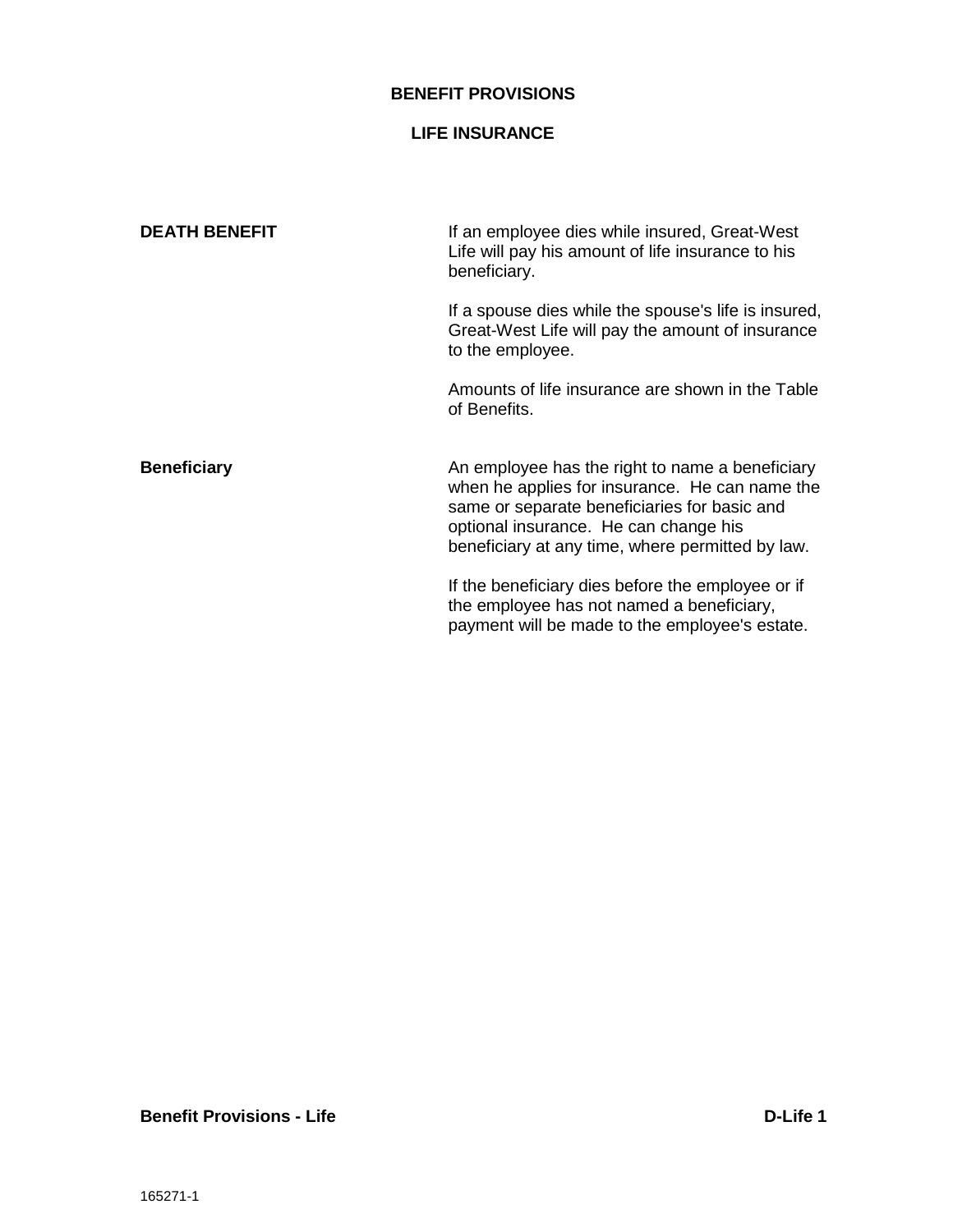# BENEFIT PROVISIONS

## LIFE INSURANCE

**DEATH BENEFIT**

If an employee dies while insured, Great-West Life will pay his amount of life insurance to his beneficiary.

If a spouse dies while the spouse's life is insured, Great-West Life will pay the amount of insurance to the employee.

Amounts of life insurance are shown in the Table of Benefits.

**Beneficiary**

An employee has the right to name a beneficiary when he applies for insurance. He can name the same or separate beneficiaries for basic and optional insurance. He can change his beneficiary at any time, where permitted by law.

If the beneficiary dies before the employee or if the employee has not named a beneficiary, payment will be made to the employee's estate.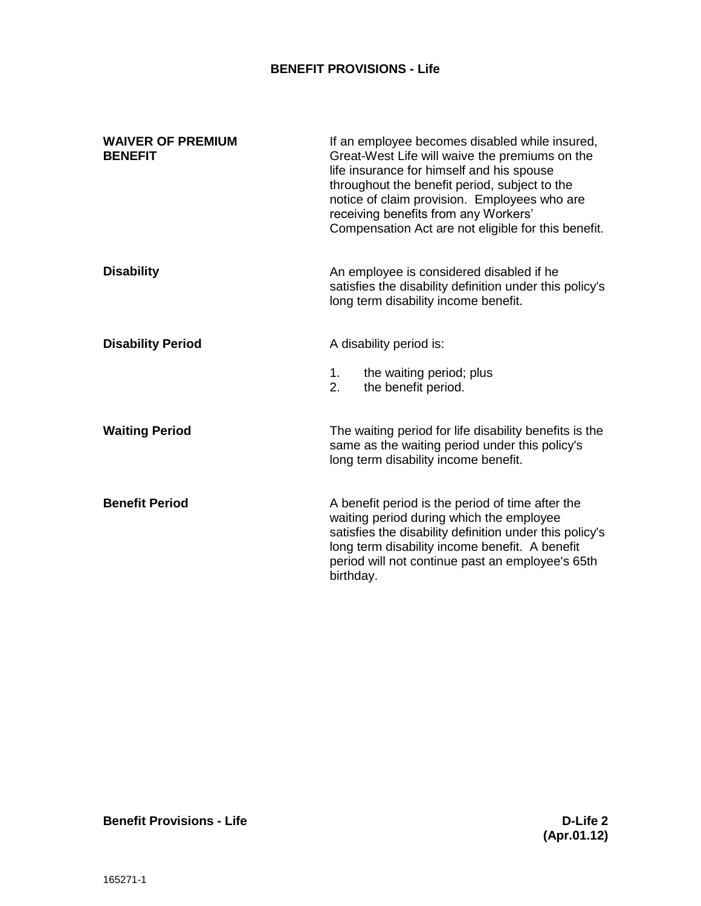# BENEFIT PROVISIONS - Life

**WAIVER OF PREMIUM BENEFIT**

If an employee becomes disabled while insured, Great-West Life will waive the premiums on the life insurance for himself and his spouse throughout the benefit period, subject to the notice of claim provision. Employees who are receiving benefits from any Workers' Compensation Act are not eligible for this benefit.

**Disability**

An employee is considered disabled if he satisfies the disability definition under this policy's long term disability income benefit.

**Disability Period**

A disability period is:

1. the waiting period; plus
2. the benefit period.

**Waiting Period**

The waiting period for life disability benefits is the same as the waiting period under this policy's long term disability income benefit.

**Benefit Period**

A benefit period is the period of time after the waiting period during which the employee satisfies the disability definition under this policy's long term disability income benefit. A benefit period will not continue past an employee's 65th birthday.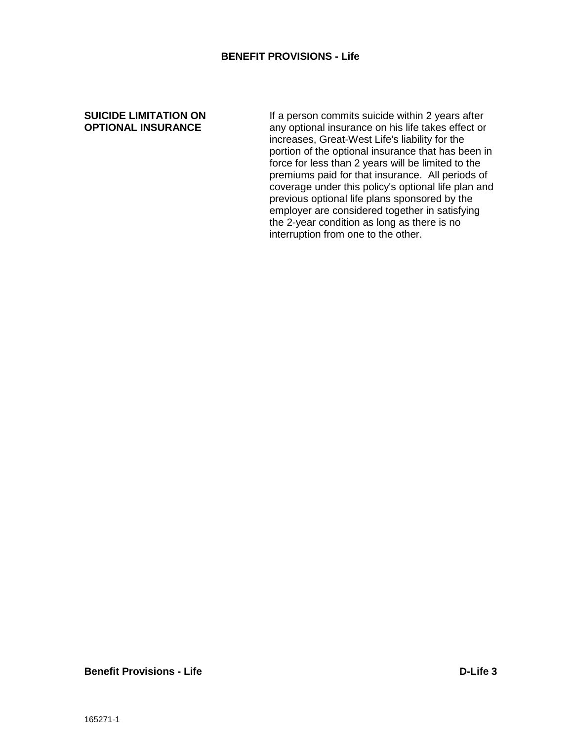## BENEFIT PROVISIONS - Life

**SUICIDE LIMITATION ON OPTIONAL INSURANCE**

If a person commits suicide within 2 years after any optional insurance on his life takes effect or increases, Great-West Life's liability for the portion of the optional insurance that has been in force for less than 2 years will be limited to the premiums paid for that insurance. All periods of coverage under this policy's optional life plan and previous optional life plans sponsored by the employer are considered together in satisfying the 2-year condition as long as there is no interruption from one to the other.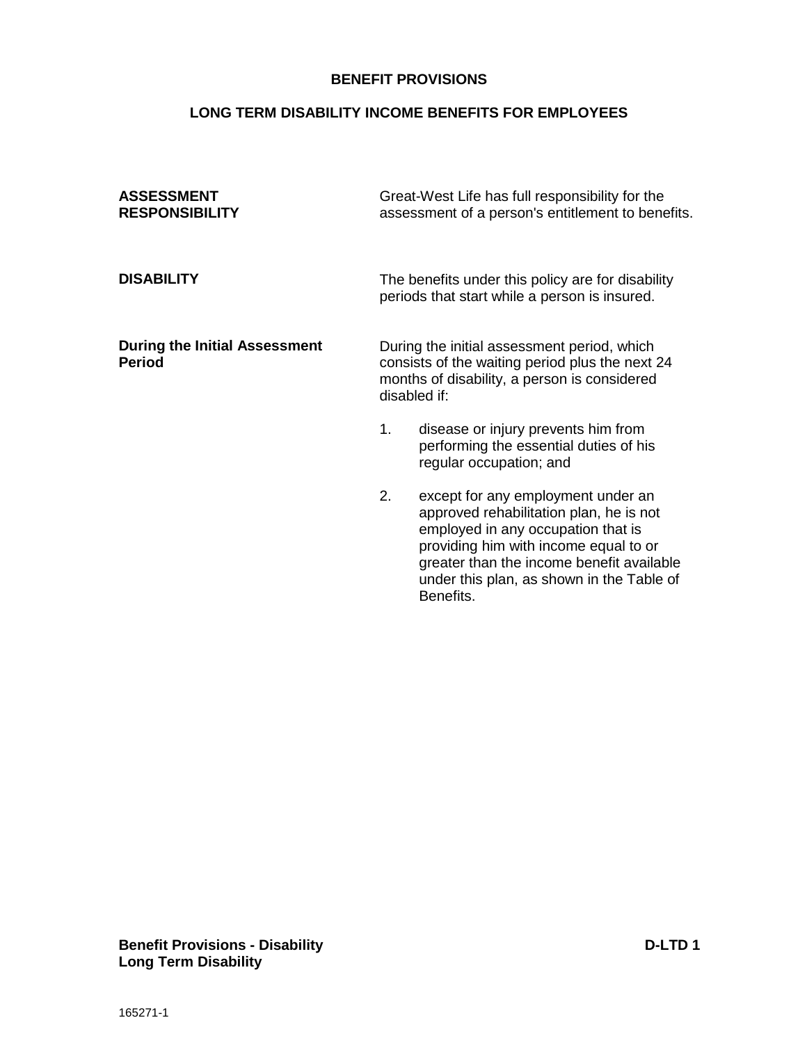# BENEFIT PROVISIONS

## LONG TERM DISABILITY INCOME BENEFITS FOR EMPLOYEES

**ASSESSMENT RESPONSIBILITY**

Great-West Life has full responsibility for the assessment of a person's entitlement to benefits.

**DISABILITY**

The benefits under this policy are for disability periods that start while a person is insured.

**During the Initial Assessment Period**

During the initial assessment period, which consists of the waiting period plus the next 24 months of disability, a person is considered disabled if:

1. disease or injury prevents him from performing the essential duties of his regular occupation; and

2. except for any employment under an approved rehabilitation plan, he is not employed in any occupation that is providing him with income equal to or greater than the income benefit available under this plan, as shown in the Table of Benefits.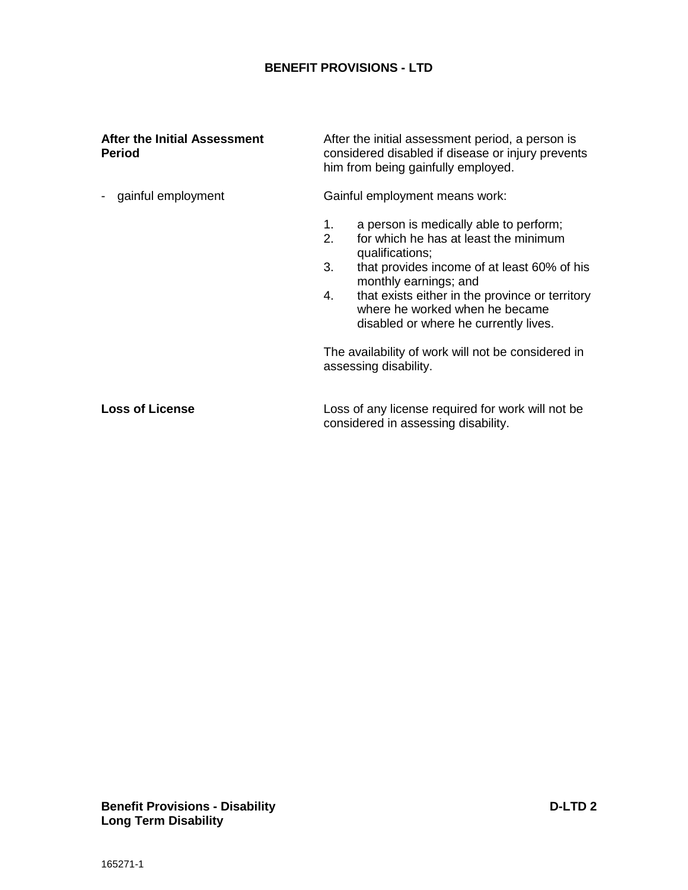## BENEFIT PROVISIONS - LTD

**After the Initial Assessment Period**

After the initial assessment period, a person is considered disabled if disease or injury prevents him from being gainfully employed.

- gainful employment

Gainful employment means work:

1. a person is medically able to perform;
2. for which he has at least the minimum qualifications;
3. that provides income of at least 60% of his monthly earnings; and
4. that exists either in the province or territory where he worked when he became disabled or where he currently lives.

The availability of work will not be considered in assessing disability.

**Loss of License**

Loss of any license required for work will not be considered in assessing disability.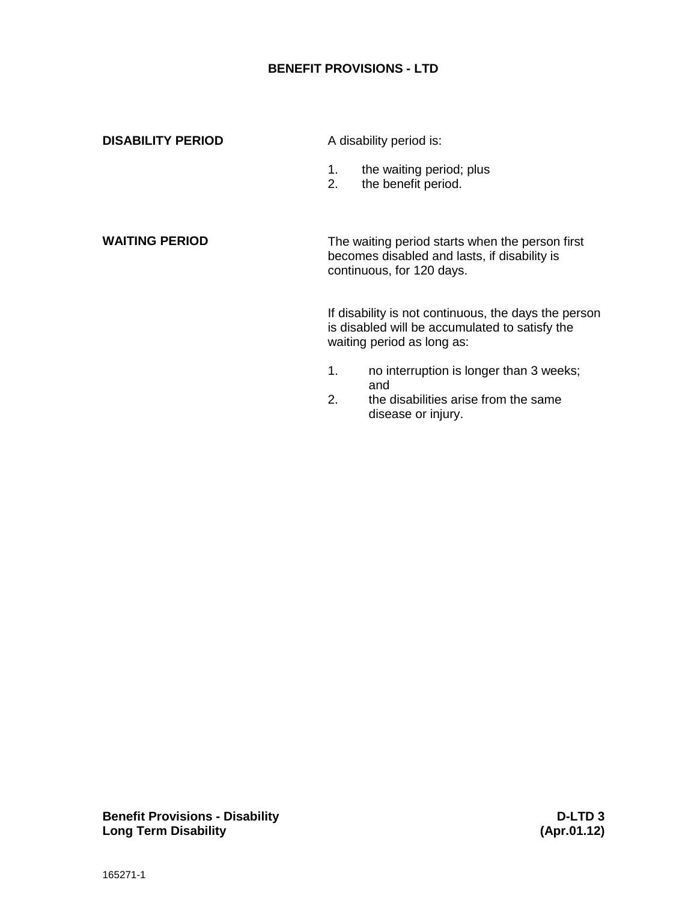## BENEFIT PROVISIONS - LTD

**DISABILITY PERIOD**

A disability period is:

1. the waiting period; plus
2. the benefit period.

**WAITING PERIOD**

The waiting period starts when the person first becomes disabled and lasts, if disability is continuous, for 120 days.

If disability is not continuous, the days the person is disabled will be accumulated to satisfy the waiting period as long as:

1. no interruption is longer than 3 weeks; and
2. the disabilities arise from the same disease or injury.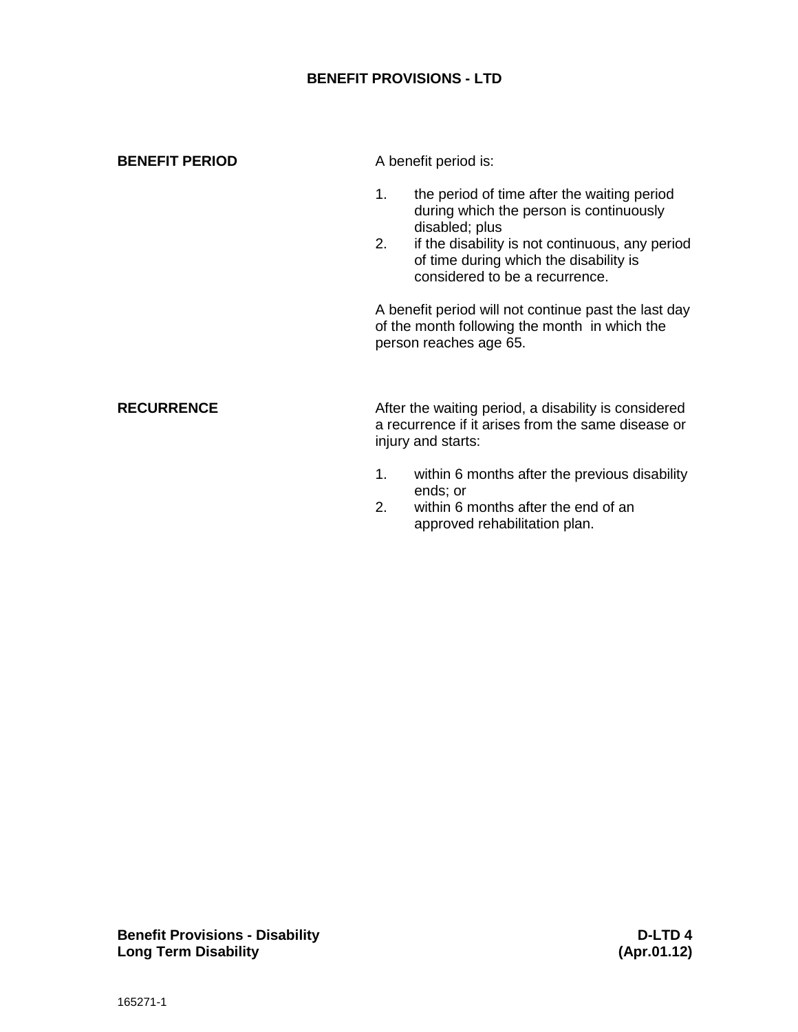# BENEFIT PROVISIONS - LTD

**BENEFIT PERIOD**

A benefit period is:

1. the period of time after the waiting period during which the person is continuously disabled; plus
2. if the disability is not continuous, any period of time during which the disability is considered to be a recurrence.

A benefit period will not continue past the last day of the month following the month in which the person reaches age 65.

**RECURRENCE**

After the waiting period, a disability is considered a recurrence if it arises from the same disease or injury and starts:

1. within 6 months after the previous disability ends; or
2. within 6 months after the end of an approved rehabilitation plan.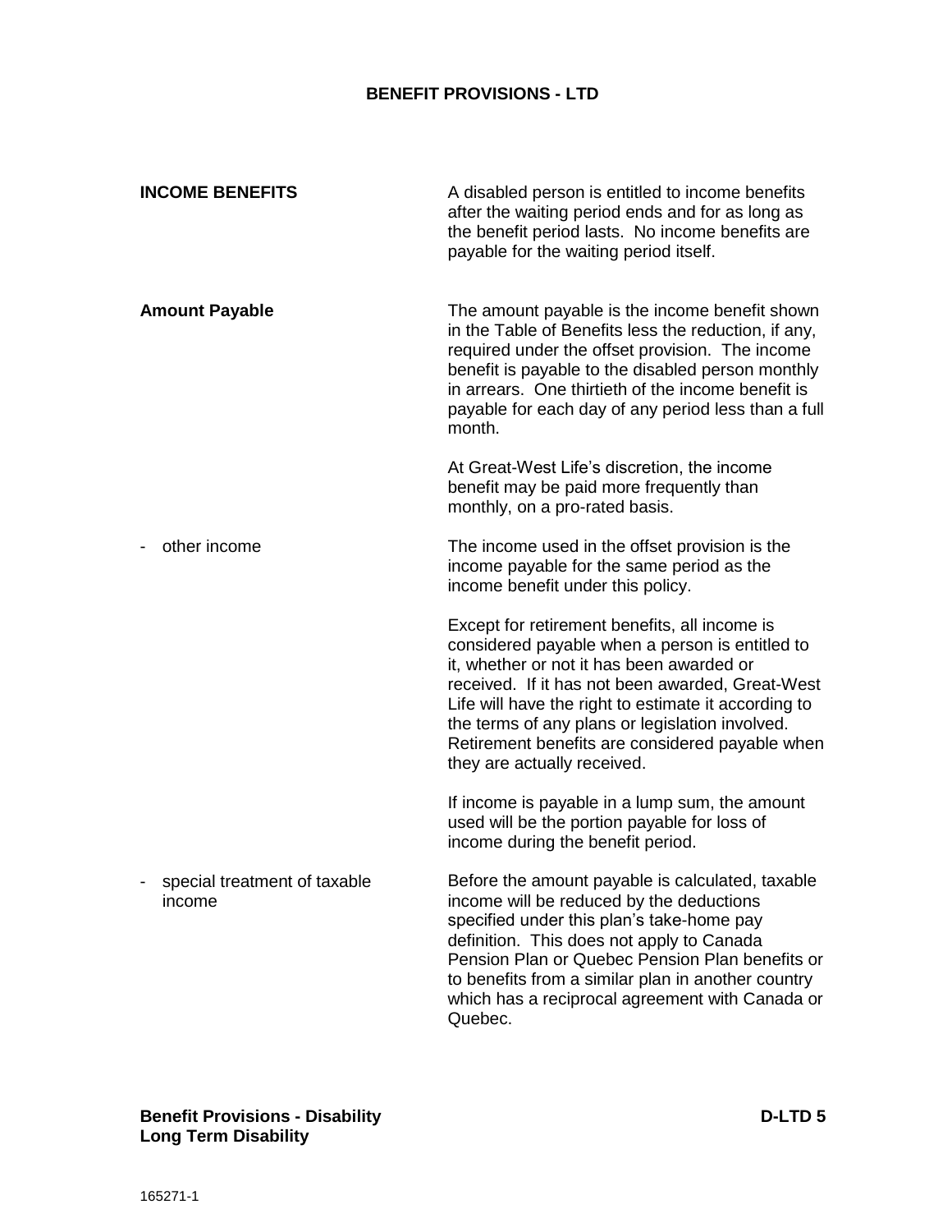# BENEFIT PROVISIONS - LTD

**INCOME BENEFITS**

A disabled person is entitled to income benefits after the waiting period ends and for as long as the benefit period lasts. No income benefits are payable for the waiting period itself.

**Amount Payable**

The amount payable is the income benefit shown in the Table of Benefits less the reduction, if any, required under the offset provision. The income benefit is payable to the disabled person monthly in arrears. One thirtieth of the income benefit is payable for each day of any period less than a full month.

At Great-West Life's discretion, the income benefit may be paid more frequently than monthly, on a pro-rated basis.

- other income

The income used in the offset provision is the income payable for the same period as the income benefit under this policy.

Except for retirement benefits, all income is considered payable when a person is entitled to it, whether or not it has been awarded or received. If it has not been awarded, Great-West Life will have the right to estimate it according to the terms of any plans or legislation involved. Retirement benefits are considered payable when they are actually received.

If income is payable in a lump sum, the amount used will be the portion payable for loss of income during the benefit period.

- special treatment of taxable income

Before the amount payable is calculated, taxable income will be reduced by the deductions specified under this plan's take-home pay definition. This does not apply to Canada Pension Plan or Quebec Pension Plan benefits or to benefits from a similar plan in another country which has a reciprocal agreement with Canada or Quebec.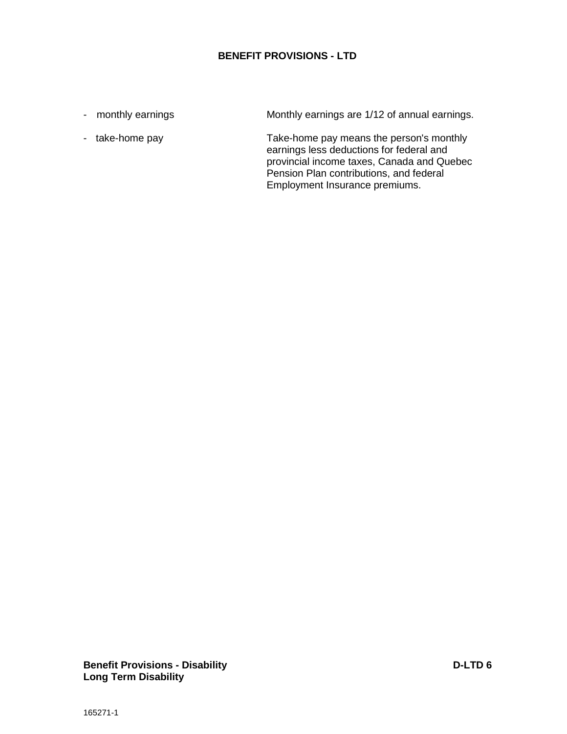**BENEFIT PROVISIONS - LTD**

- monthly earnings — Monthly earnings are 1/12 of annual earnings.
- take-home pay — Take-home pay means the person's monthly earnings less deductions for federal and provincial income taxes, Canada and Quebec Pension Plan contributions, and federal Employment Insurance premiums.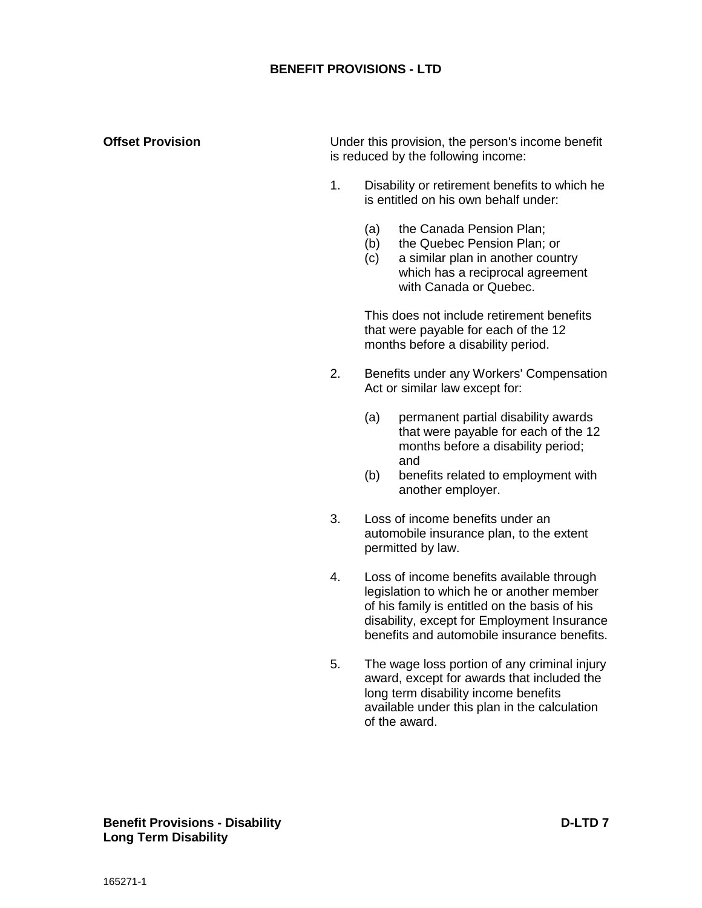## BENEFIT PROVISIONS - LTD

**Offset Provision**

Under this provision, the person's income benefit is reduced by the following income:

1. Disability or retirement benefits to which he is entitled on his own behalf under:

   (a) the Canada Pension Plan;
   (b) the Quebec Pension Plan; or
   (c) a similar plan in another country which has a reciprocal agreement with Canada or Quebec.

   This does not include retirement benefits that were payable for each of the 12 months before a disability period.

2. Benefits under any Workers' Compensation Act or similar law except for:

   (a) permanent partial disability awards that were payable for each of the 12 months before a disability period; and
   (b) benefits related to employment with another employer.

3. Loss of income benefits under an automobile insurance plan, to the extent permitted by law.

4. Loss of income benefits available through legislation to which he or another member of his family is entitled on the basis of his disability, except for Employment Insurance benefits and automobile insurance benefits.

5. The wage loss portion of any criminal injury award, except for awards that included the long term disability income benefits available under this plan in the calculation of the award.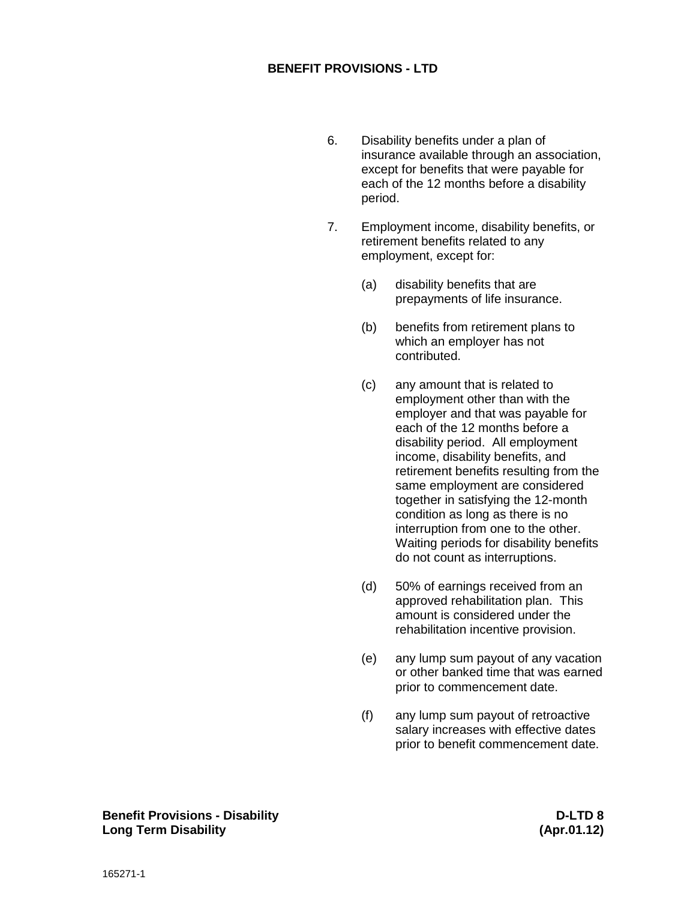6. Disability benefits under a plan of insurance available through an association, except for benefits that were payable for each of the 12 months before a disability period.

7. Employment income, disability benefits, or retirement benefits related to any employment, except for:

   (a) disability benefits that are prepayments of life insurance.

   (b) benefits from retirement plans to which an employer has not contributed.

   (c) any amount that is related to employment other than with the employer and that was payable for each of the 12 months before a disability period. All employment income, disability benefits, and retirement benefits resulting from the same employment are considered together in satisfying the 12-month condition as long as there is no interruption from one to the other. Waiting periods for disability benefits do not count as interruptions.

   (d) 50% of earnings received from an approved rehabilitation plan. This amount is considered under the rehabilitation incentive provision.

   (e) any lump sum payout of any vacation or other banked time that was earned prior to commencement date.

   (f) any lump sum payout of retroactive salary increases with effective dates prior to benefit commencement date.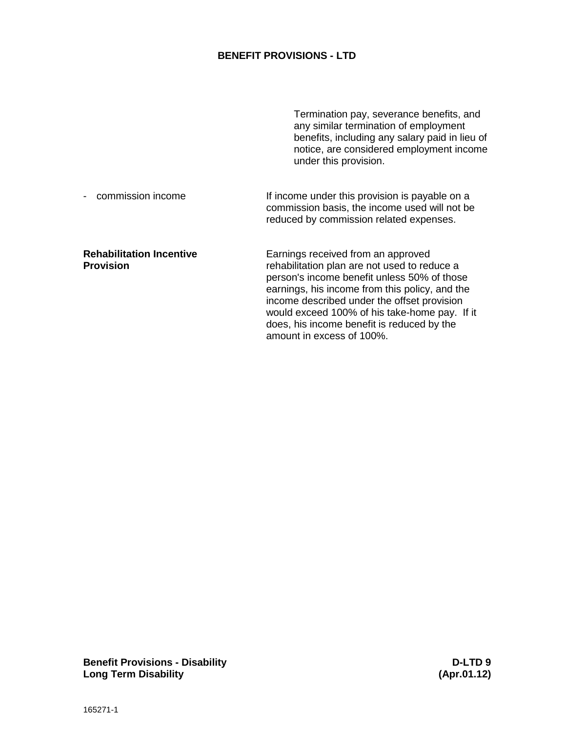## BENEFIT PROVISIONS - LTD

Termination pay, severance benefits, and any similar termination of employment benefits, including any salary paid in lieu of notice, are considered employment income under this provision.

- commission income

If income under this provision is payable on a commission basis, the income used will not be reduced by commission related expenses.

**Rehabilitation Incentive Provision**

Earnings received from an approved rehabilitation plan are not used to reduce a person's income benefit unless 50% of those earnings, his income from this policy, and the income described under the offset provision would exceed 100% of his take-home pay. If it does, his income benefit is reduced by the amount in excess of 100%.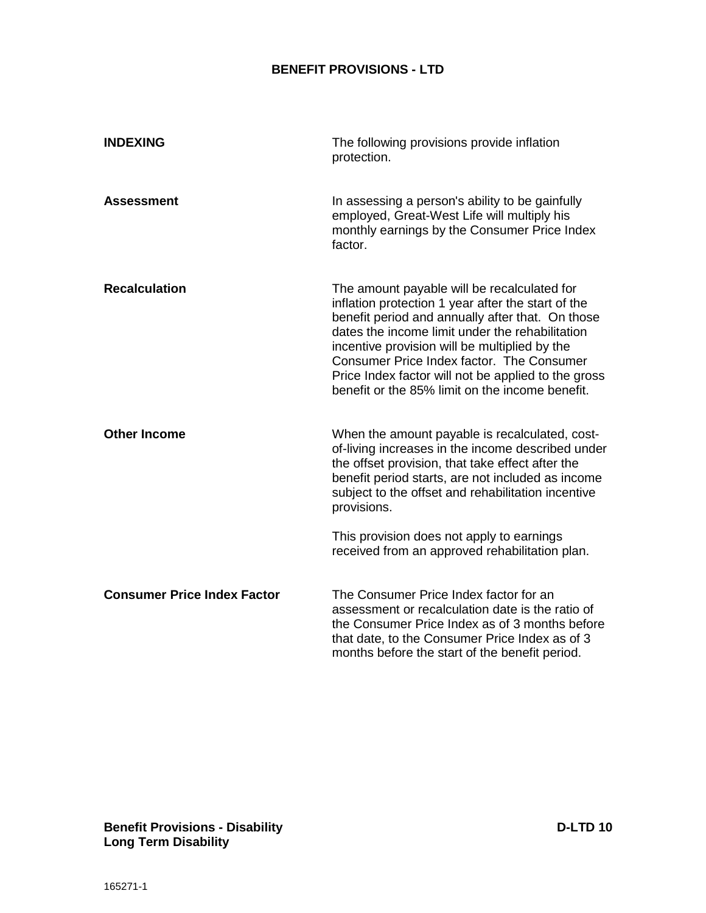## BENEFIT PROVISIONS - LTD

**INDEXING**

The following provisions provide inflation protection.

**Assessment**

In assessing a person's ability to be gainfully employed, Great-West Life will multiply his monthly earnings by the Consumer Price Index factor.

**Recalculation**

The amount payable will be recalculated for inflation protection 1 year after the start of the benefit period and annually after that. On those dates the income limit under the rehabilitation incentive provision will be multiplied by the Consumer Price Index factor. The Consumer Price Index factor will not be applied to the gross benefit or the 85% limit on the income benefit.

**Other Income**

When the amount payable is recalculated, cost-of-living increases in the income described under the offset provision, that take effect after the benefit period starts, are not included as income subject to the offset and rehabilitation incentive provisions.

This provision does not apply to earnings received from an approved rehabilitation plan.

**Consumer Price Index Factor**

The Consumer Price Index factor for an assessment or recalculation date is the ratio of the Consumer Price Index as of 3 months before that date, to the Consumer Price Index as of 3 months before the start of the benefit period.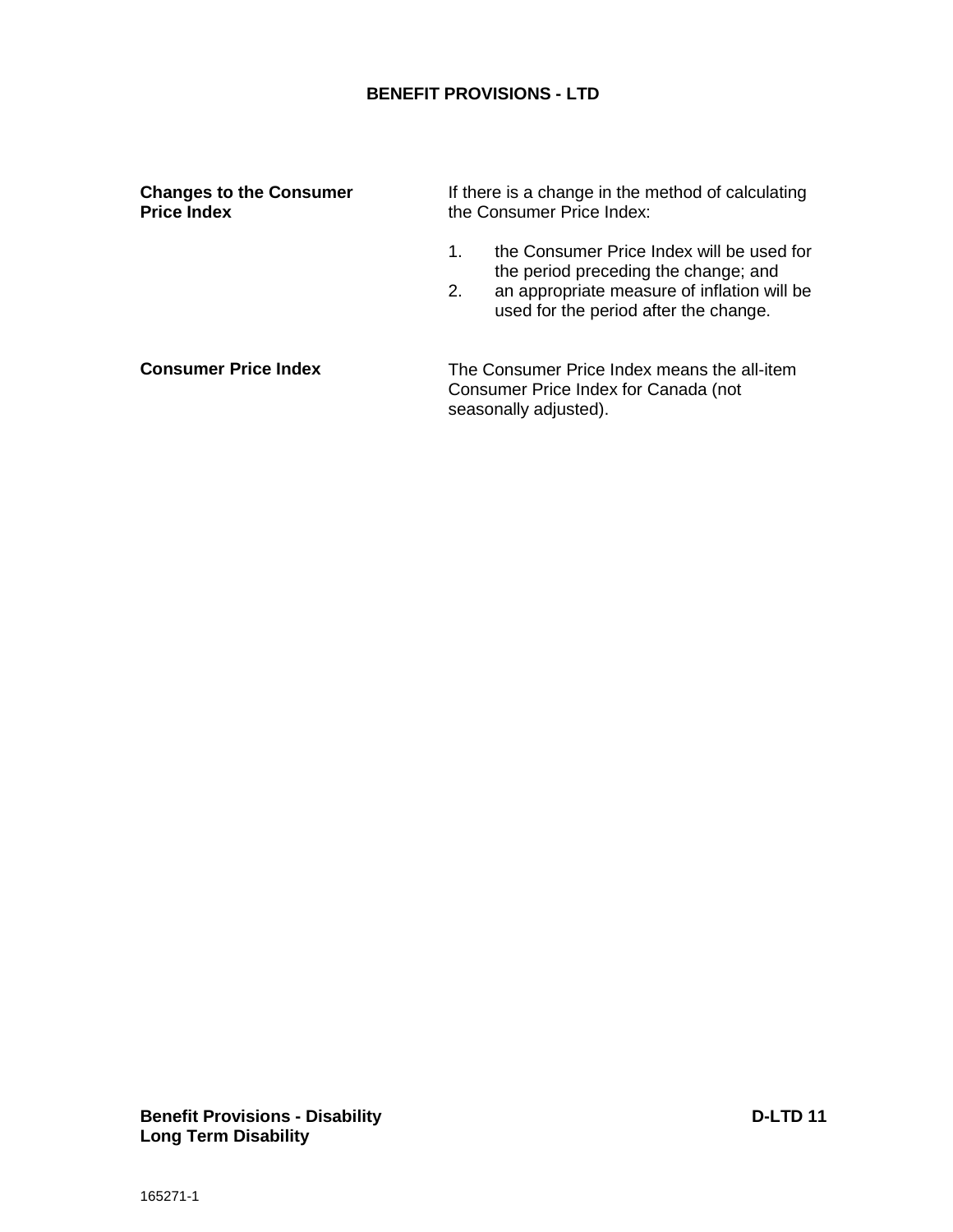## BENEFIT PROVISIONS - LTD

**Changes to the Consumer Price Index**

If there is a change in the method of calculating the Consumer Price Index:

1. the Consumer Price Index will be used for the period preceding the change; and
2. an appropriate measure of inflation will be used for the period after the change.

**Consumer Price Index**

The Consumer Price Index means the all-item Consumer Price Index for Canada (not seasonally adjusted).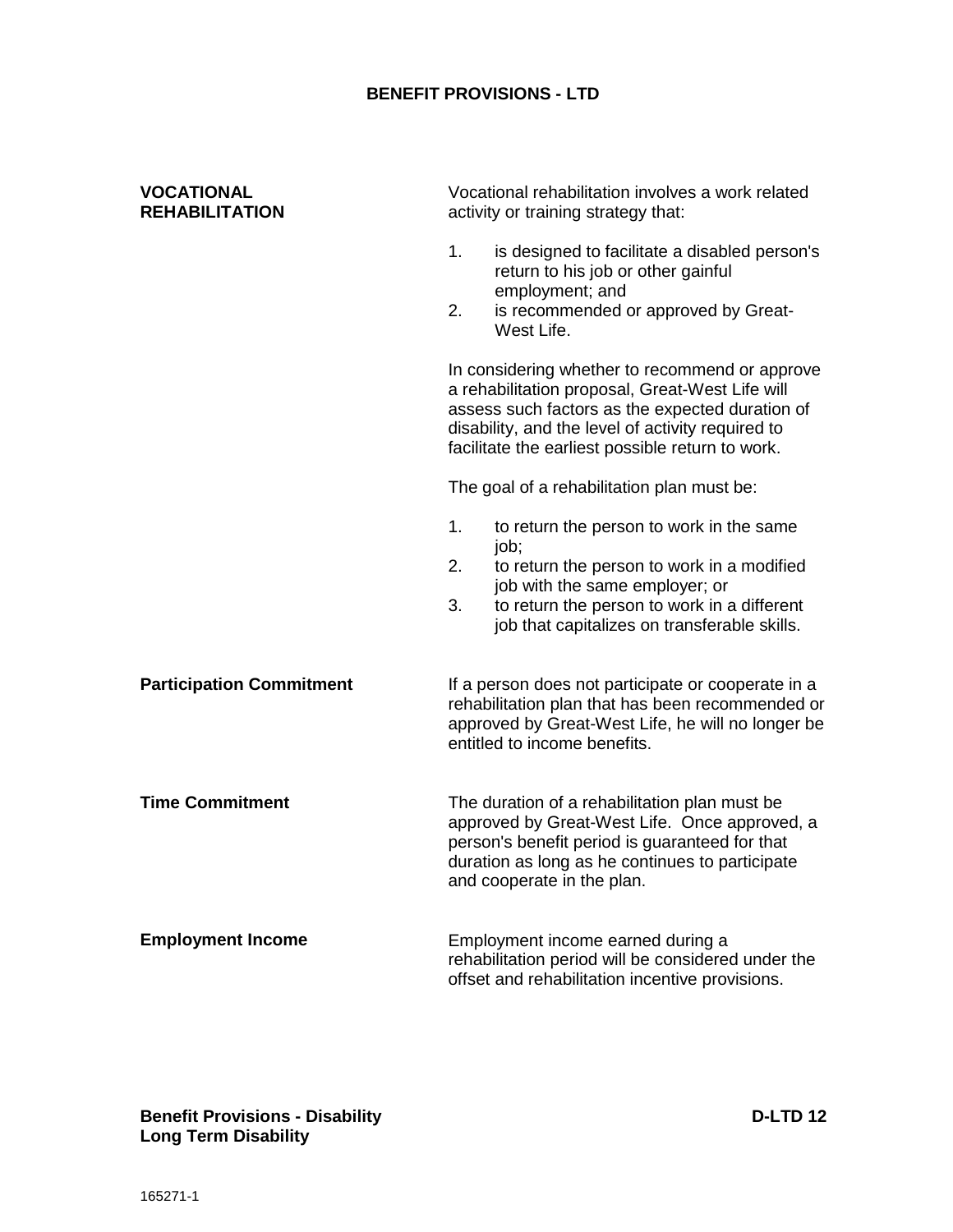## BENEFIT PROVISIONS - LTD

### VOCATIONAL REHABILITATION

Vocational rehabilitation involves a work related activity or training strategy that:

1. is designed to facilitate a disabled person's return to his job or other gainful employment; and
2. is recommended or approved by Great-West Life.

In considering whether to recommend or approve a rehabilitation proposal, Great-West Life will assess such factors as the expected duration of disability, and the level of activity required to facilitate the earliest possible return to work.

The goal of a rehabilitation plan must be:

1. to return the person to work in the same job;
2. to return the person to work in a modified job with the same employer; or
3. to return the person to work in a different job that capitalizes on transferable skills.

**Participation Commitment**

If a person does not participate or cooperate in a rehabilitation plan that has been recommended or approved by Great-West Life, he will no longer be entitled to income benefits.

**Time Commitment**

The duration of a rehabilitation plan must be approved by Great-West Life. Once approved, a person's benefit period is guaranteed for that duration as long as he continues to participate and cooperate in the plan.

**Employment Income**

Employment income earned during a rehabilitation period will be considered under the offset and rehabilitation incentive provisions.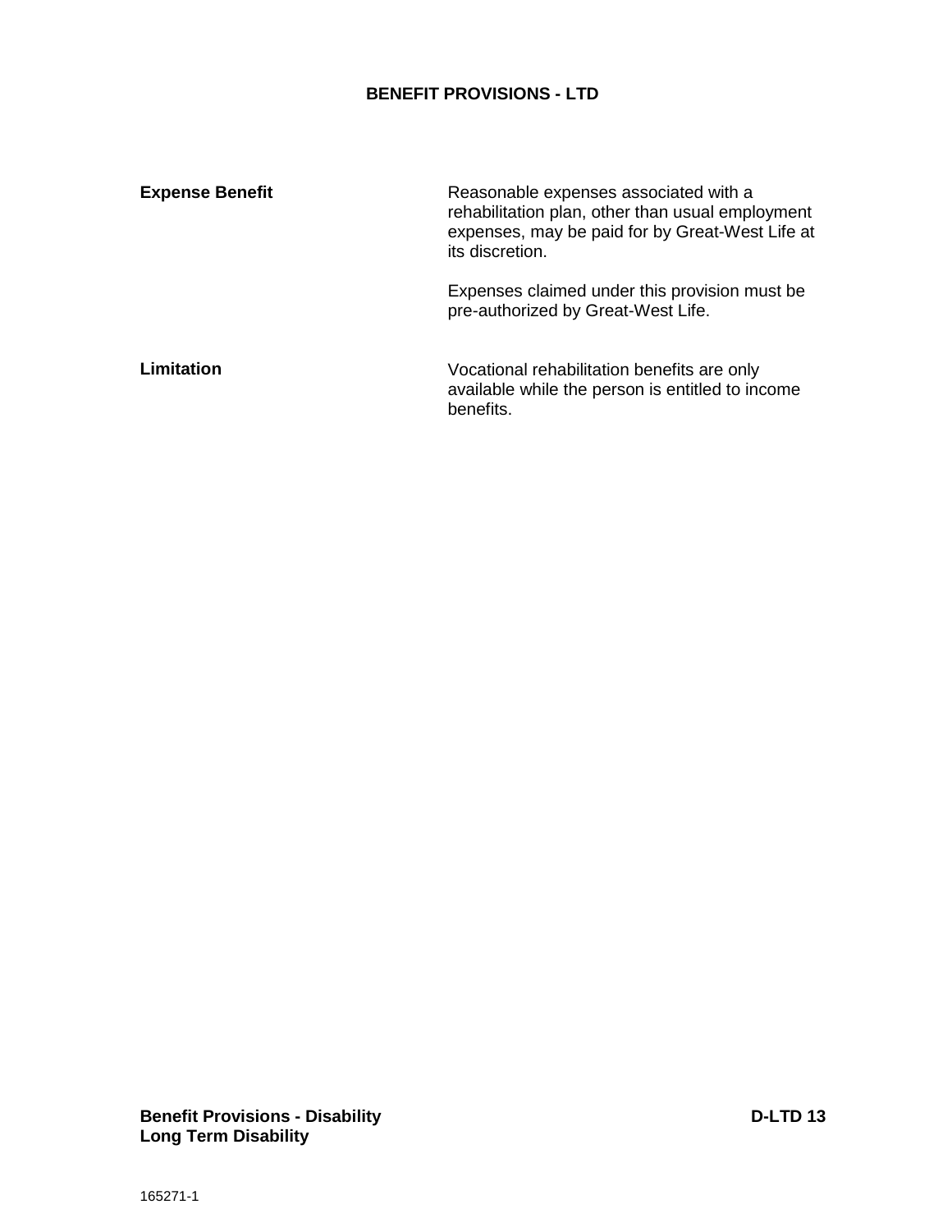## BENEFIT PROVISIONS - LTD

**Expense Benefit**

Reasonable expenses associated with a rehabilitation plan, other than usual employment expenses, may be paid for by Great-West Life at its discretion.

Expenses claimed under this provision must be pre-authorized by Great-West Life.

**Limitation**

Vocational rehabilitation benefits are only available while the person is entitled to income benefits.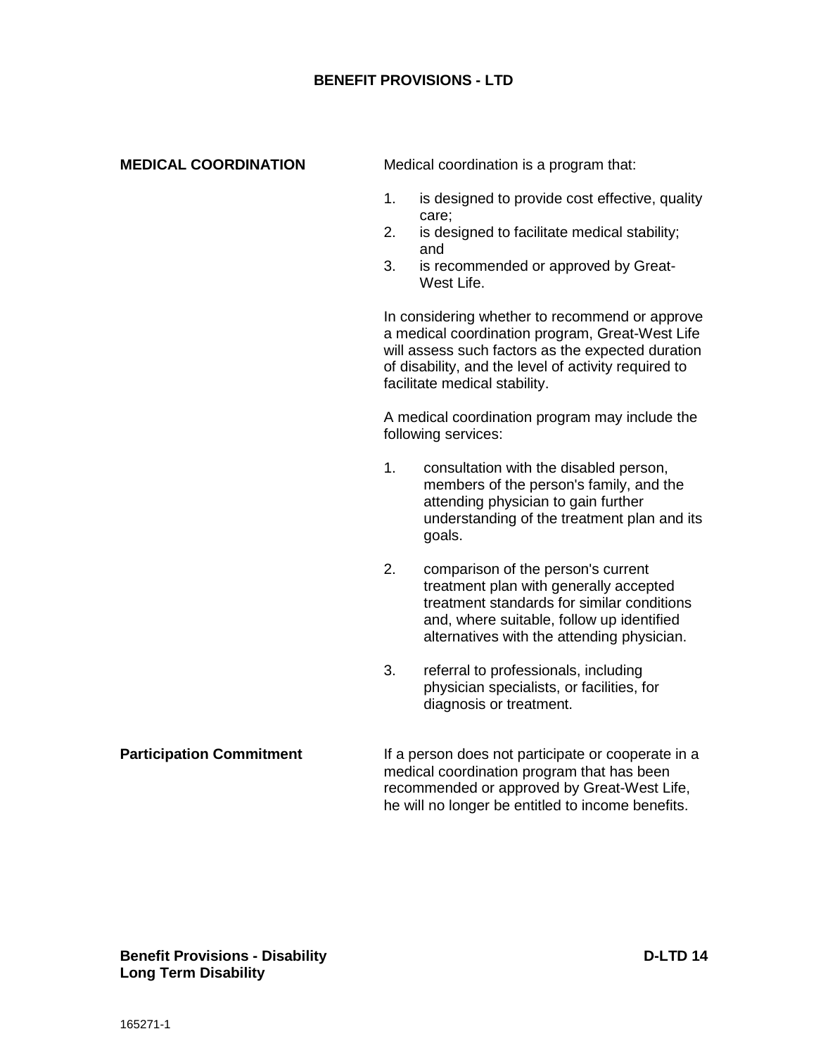## BENEFIT PROVISIONS - LTD

**MEDICAL COORDINATION**

Medical coordination is a program that:

1. is designed to provide cost effective, quality care;
2. is designed to facilitate medical stability; and
3. is recommended or approved by Great-West Life.

In considering whether to recommend or approve a medical coordination program, Great-West Life will assess such factors as the expected duration of disability, and the level of activity required to facilitate medical stability.

A medical coordination program may include the following services:

1. consultation with the disabled person, members of the person's family, and the attending physician to gain further understanding of the treatment plan and its goals.

2. comparison of the person's current treatment plan with generally accepted treatment standards for similar conditions and, where suitable, follow up identified alternatives with the attending physician.

3. referral to professionals, including physician specialists, or facilities, for diagnosis or treatment.

**Participation Commitment**

If a person does not participate or cooperate in a medical coordination program that has been recommended or approved by Great-West Life, he will no longer be entitled to income benefits.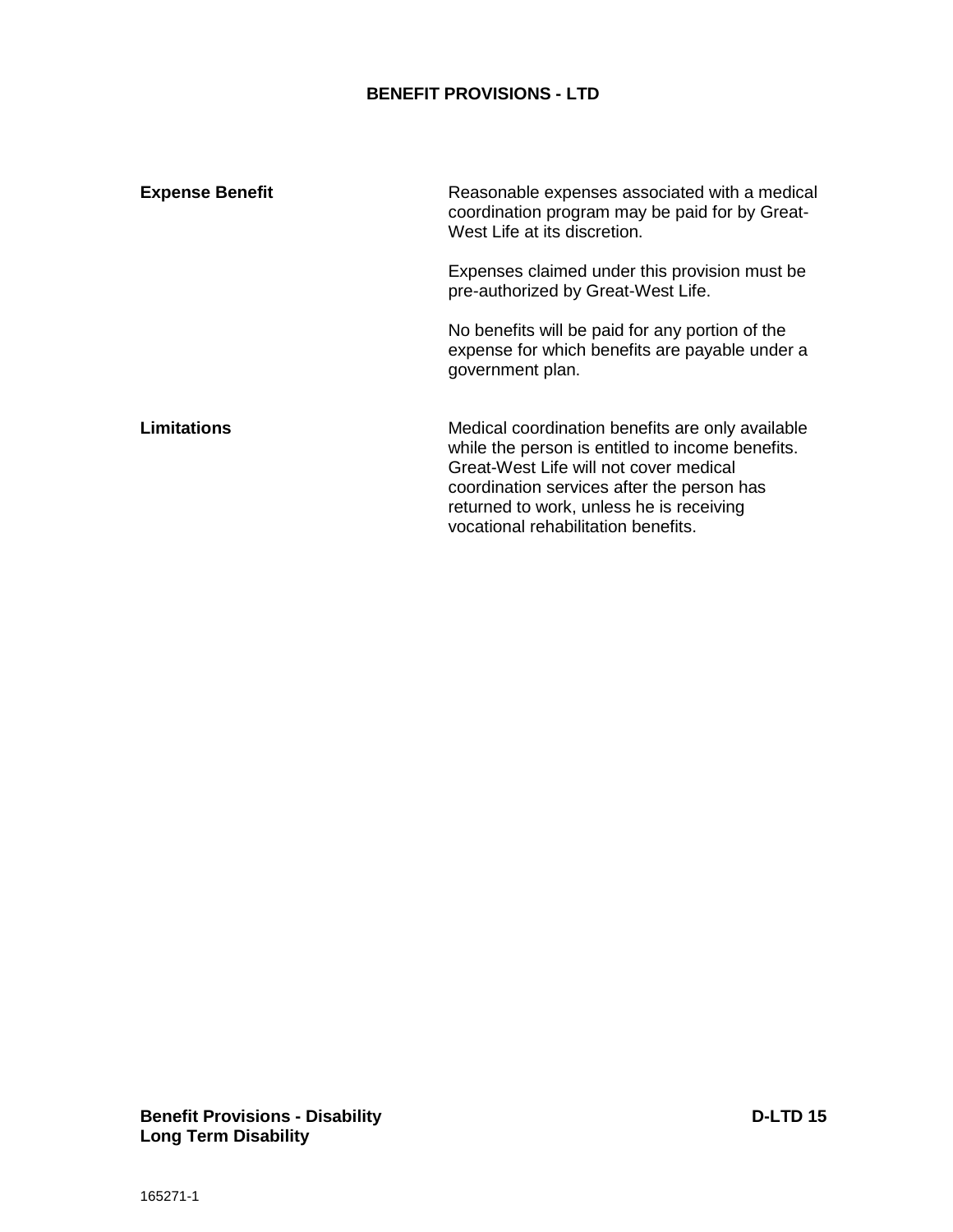# BENEFIT PROVISIONS - LTD

**Expense Benefit**

Reasonable expenses associated with a medical coordination program may be paid for by Great-West Life at its discretion.

Expenses claimed under this provision must be pre-authorized by Great-West Life.

No benefits will be paid for any portion of the expense for which benefits are payable under a government plan.

**Limitations**

Medical coordination benefits are only available while the person is entitled to income benefits. Great-West Life will not cover medical coordination services after the person has returned to work, unless he is receiving vocational rehabilitation benefits.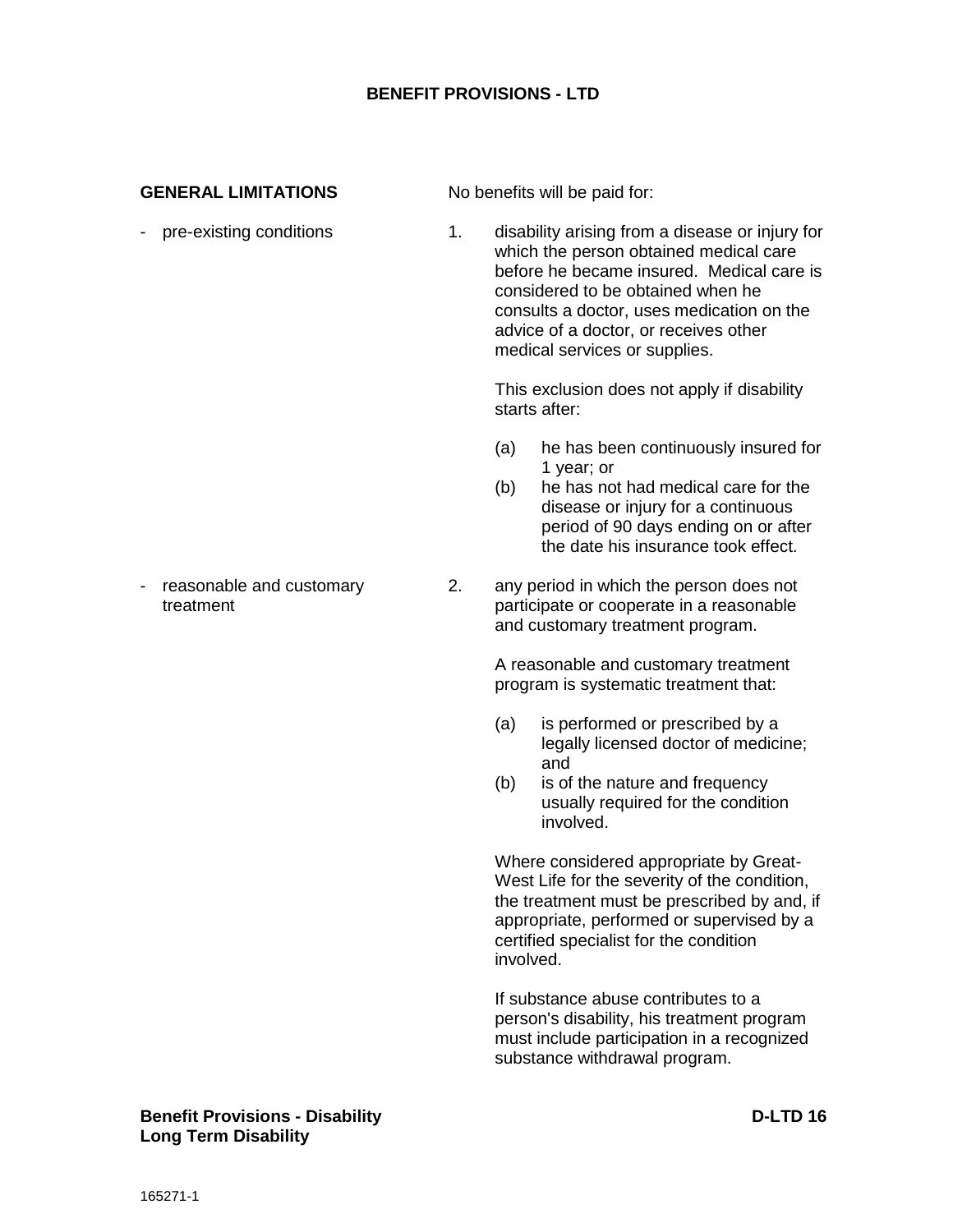## BENEFIT PROVISIONS - LTD

**GENERAL LIMITATIONS**

No benefits will be paid for:

- pre-existing conditions

1. disability arising from a disease or injury for which the person obtained medical care before he became insured. Medical care is considered to be obtained when he consults a doctor, uses medication on the advice of a doctor, or receives other medical services or supplies.

   This exclusion does not apply if disability starts after:

   (a) he has been continuously insured for 1 year; or
   (b) he has not had medical care for the disease or injury for a continuous period of 90 days ending on or after the date his insurance took effect.

- reasonable and customary treatment

2. any period in which the person does not participate or cooperate in a reasonable and customary treatment program.

   A reasonable and customary treatment program is systematic treatment that:

   (a) is performed or prescribed by a legally licensed doctor of medicine; and
   (b) is of the nature and frequency usually required for the condition involved.

   Where considered appropriate by Great-West Life for the severity of the condition, the treatment must be prescribed by and, if appropriate, performed or supervised by a certified specialist for the condition involved.

   If substance abuse contributes to a person's disability, his treatment program must include participation in a recognized substance withdrawal program.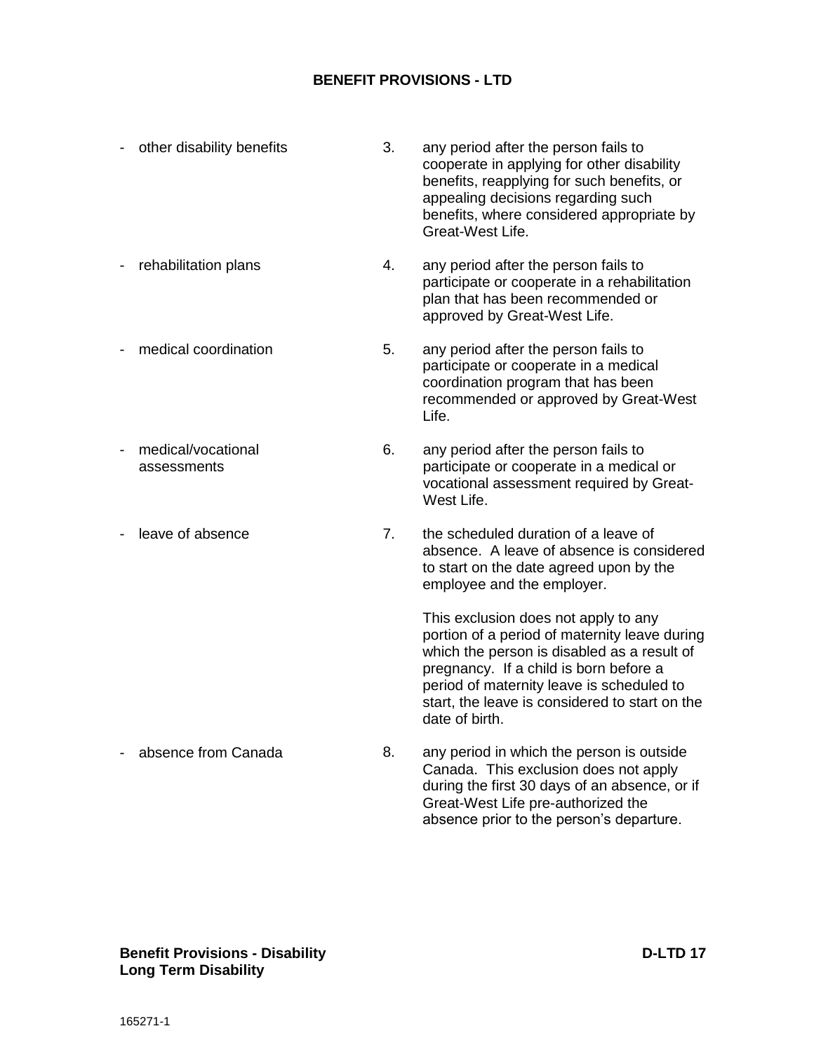## BENEFIT PROVISIONS - LTD

- other disability benefits

3. any period after the person fails to cooperate in applying for other disability benefits, reapplying for such benefits, or appealing decisions regarding such benefits, where considered appropriate by Great-West Life.

- rehabilitation plans

4. any period after the person fails to participate or cooperate in a rehabilitation plan that has been recommended or approved by Great-West Life.

- medical coordination

5. any period after the person fails to participate or cooperate in a medical coordination program that has been recommended or approved by Great-West Life.

- medical/vocational assessments

6. any period after the person fails to participate or cooperate in a medical or vocational assessment required by Great-West Life.

- leave of absence

7. the scheduled duration of a leave of absence. A leave of absence is considered to start on the date agreed upon by the employee and the employer.

   This exclusion does not apply to any portion of a period of maternity leave during which the person is disabled as a result of pregnancy. If a child is born before a period of maternity leave is scheduled to start, the leave is considered to start on the date of birth.

- absence from Canada

8. any period in which the person is outside Canada. This exclusion does not apply during the first 30 days of an absence, or if Great-West Life pre-authorized the absence prior to the person's departure.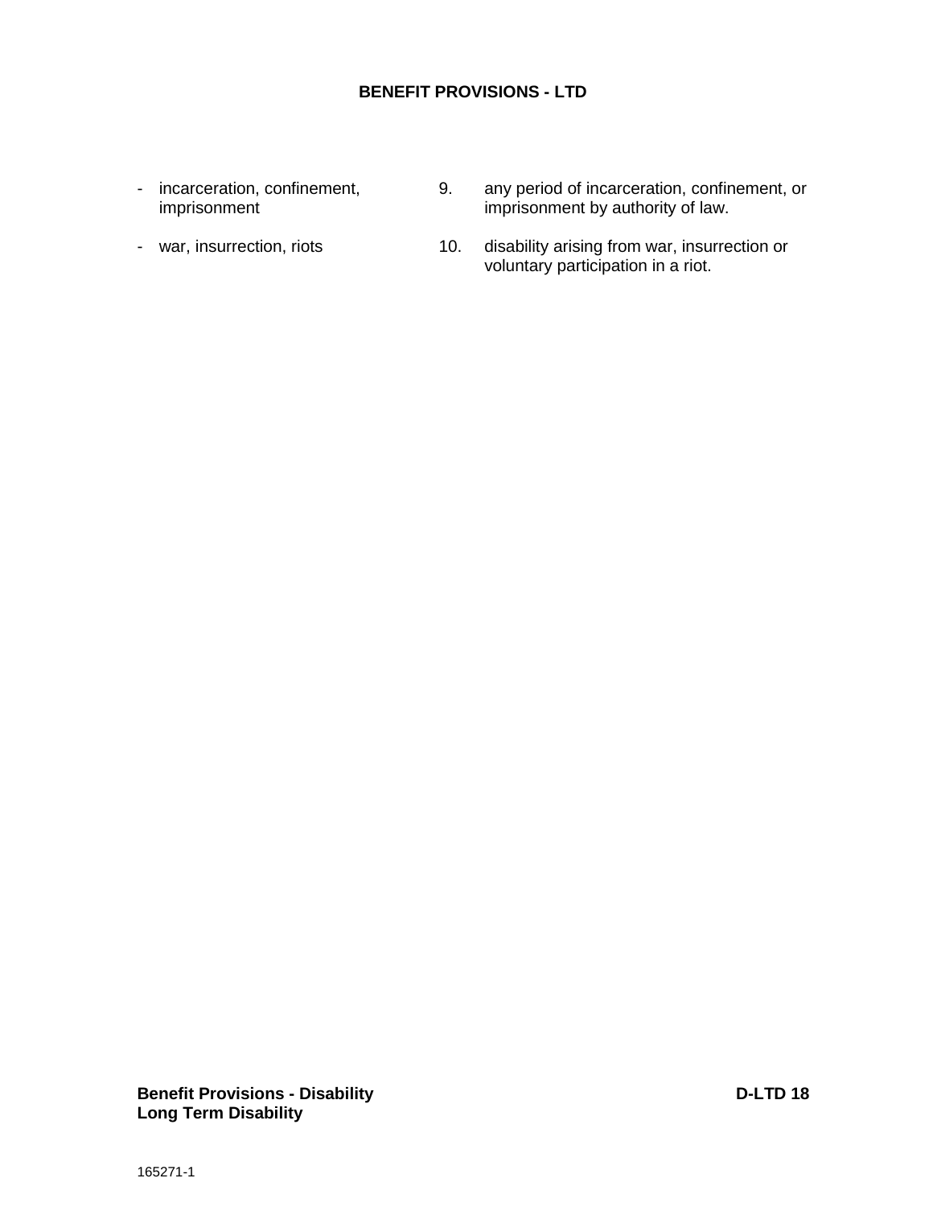## BENEFIT PROVISIONS - LTD

- incarceration, confinement, imprisonment

9. any period of incarceration, confinement, or imprisonment by authority of law.

- war, insurrection, riots

10. disability arising from war, insurrection or voluntary participation in a riot.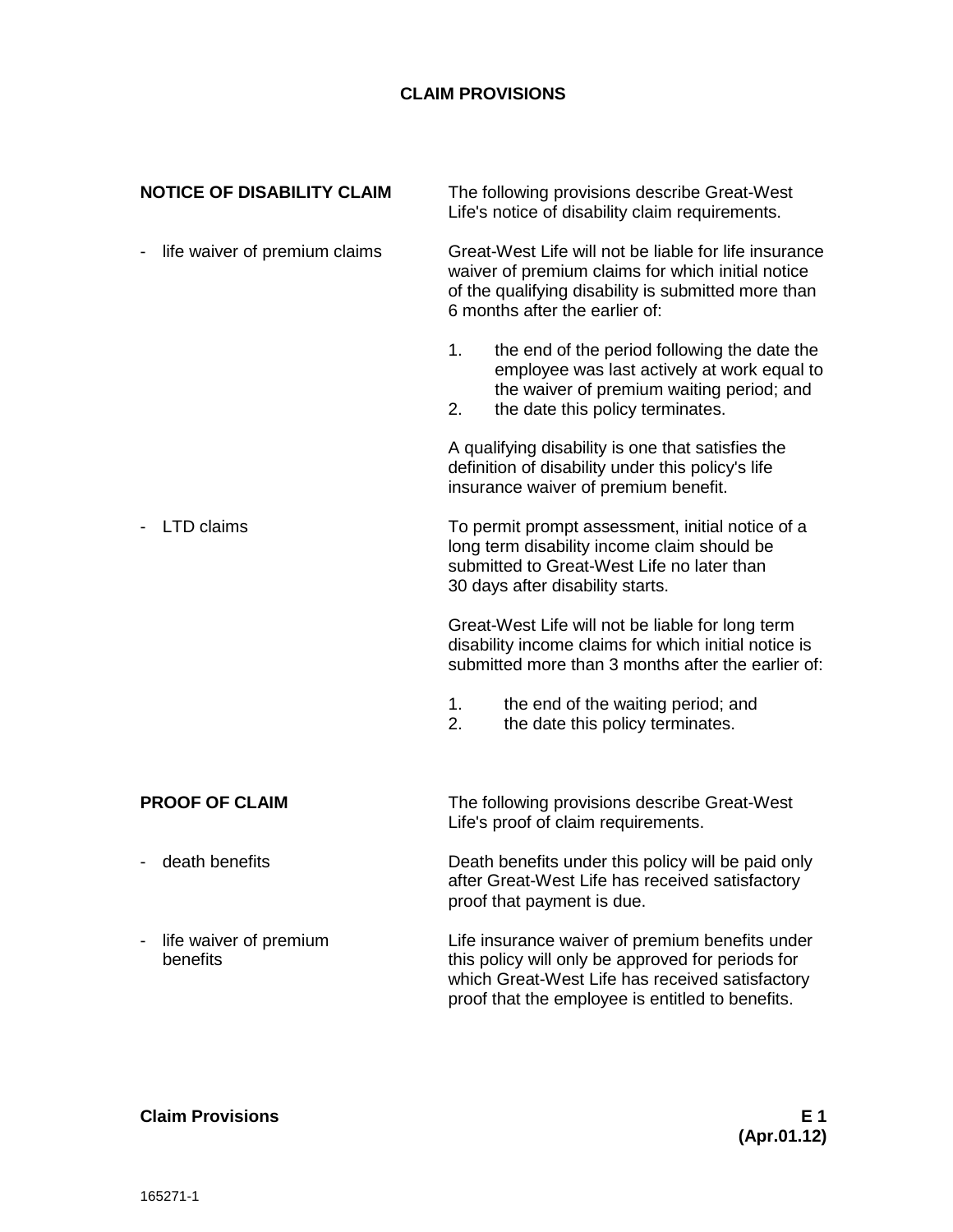# CLAIM PROVISIONS

## NOTICE OF DISABILITY CLAIM

The following provisions describe Great-West Life's notice of disability claim requirements.

**- life waiver of premium claims**

Great-West Life will not be liable for life insurance waiver of premium claims for which initial notice of the qualifying disability is submitted more than 6 months after the earlier of:

1. the end of the period following the date the employee was last actively at work equal to the waiver of premium waiting period; and
2. the date this policy terminates.

A qualifying disability is one that satisfies the definition of disability under this policy's life insurance waiver of premium benefit.

**- LTD claims**

To permit prompt assessment, initial notice of a long term disability income claim should be submitted to Great-West Life no later than 30 days after disability starts.

Great-West Life will not be liable for long term disability income claims for which initial notice is submitted more than 3 months after the earlier of:

1. the end of the waiting period; and
2. the date this policy terminates.

## PROOF OF CLAIM

The following provisions describe Great-West Life's proof of claim requirements.

**- death benefits**

Death benefits under this policy will be paid only after Great-West Life has received satisfactory proof that payment is due.

**- life waiver of premium benefits**

Life insurance waiver of premium benefits under this policy will only be approved for periods for which Great-West Life has received satisfactory proof that the employee is entitled to benefits.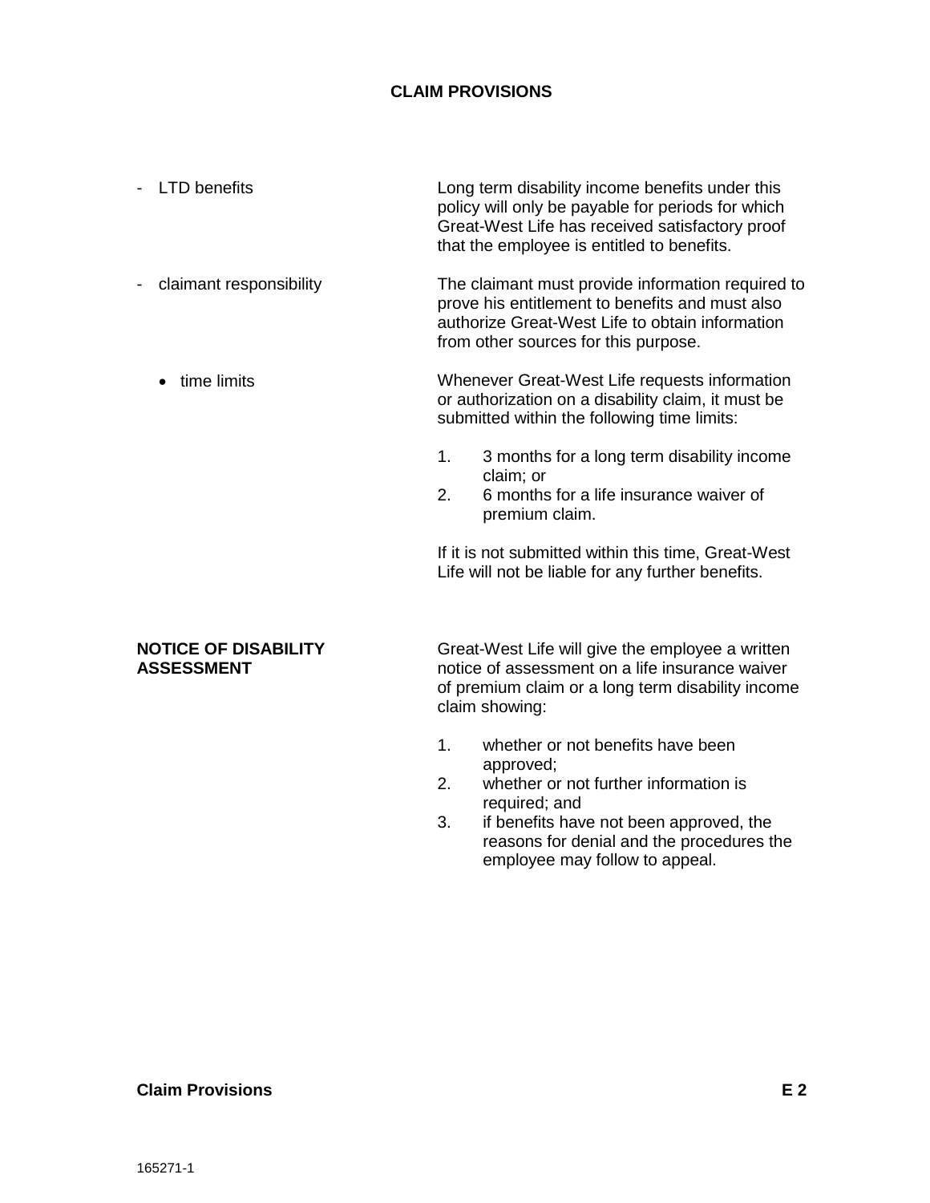## CLAIM PROVISIONS

- LTD benefits

Long term disability income benefits under this policy will only be payable for periods for which Great-West Life has received satisfactory proof that the employee is entitled to benefits.

- claimant responsibility

The claimant must provide information required to prove his entitlement to benefits and must also authorize Great-West Life to obtain information from other sources for this purpose.

- time limits

Whenever Great-West Life requests information or authorization on a disability claim, it must be submitted within the following time limits:

1. 3 months for a long term disability income claim; or
2. 6 months for a life insurance waiver of premium claim.

If it is not submitted within this time, Great-West Life will not be liable for any further benefits.

**NOTICE OF DISABILITY ASSESSMENT**

Great-West Life will give the employee a written notice of assessment on a life insurance waiver of premium claim or a long term disability income claim showing:

1. whether or not benefits have been approved;
2. whether or not further information is required; and
3. if benefits have not been approved, the reasons for denial and the procedures the employee may follow to appeal.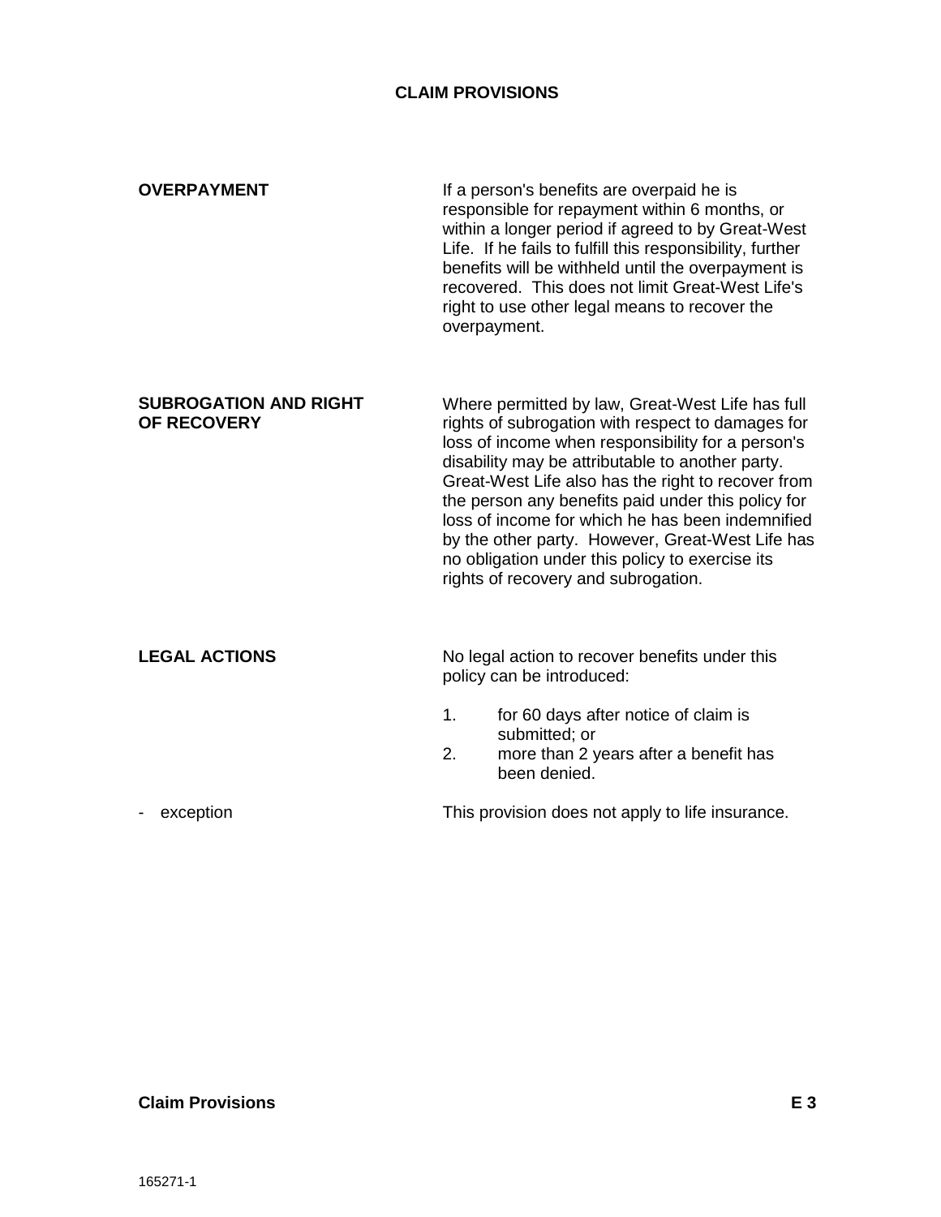## CLAIM PROVISIONS

**OVERPAYMENT**

If a person's benefits are overpaid he is responsible for repayment within 6 months, or within a longer period if agreed to by Great-West Life. If he fails to fulfill this responsibility, further benefits will be withheld until the overpayment is recovered. This does not limit Great-West Life's right to use other legal means to recover the overpayment.

**SUBROGATION AND RIGHT OF RECOVERY**

Where permitted by law, Great-West Life has full rights of subrogation with respect to damages for loss of income when responsibility for a person's disability may be attributable to another party. Great-West Life also has the right to recover from the person any benefits paid under this policy for loss of income for which he has been indemnified by the other party. However, Great-West Life has no obligation under this policy to exercise its rights of recovery and subrogation.

**LEGAL ACTIONS**

No legal action to recover benefits under this policy can be introduced:

1. for 60 days after notice of claim is submitted; or
2. more than 2 years after a benefit has been denied.

\- exception

This provision does not apply to life insurance.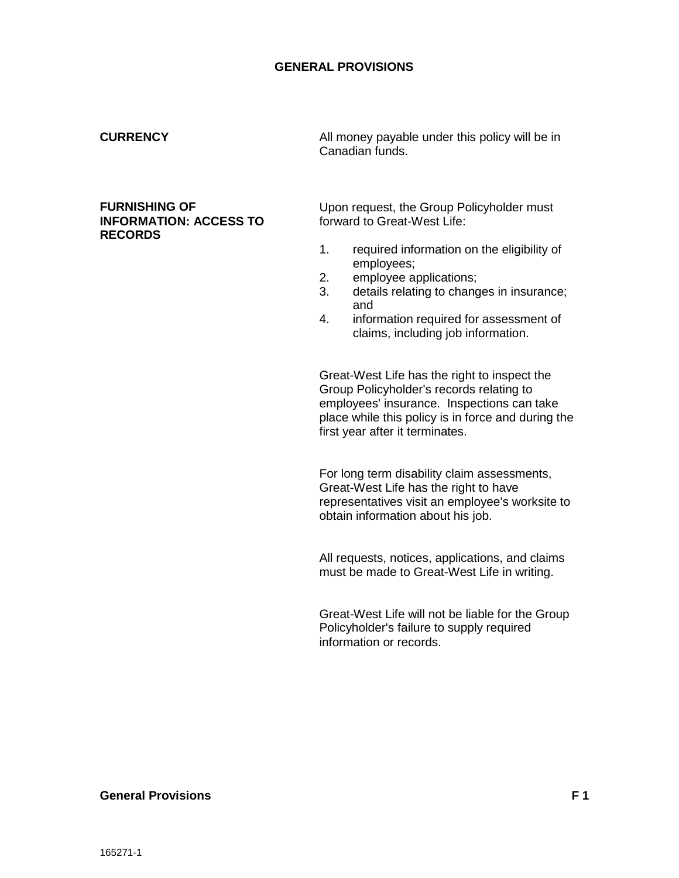# GENERAL PROVISIONS

**CURRENCY**

All money payable under this policy will be in Canadian funds.

**FURNISHING OF INFORMATION: ACCESS TO RECORDS**

Upon request, the Group Policyholder must forward to Great-West Life:

1. required information on the eligibility of employees;
2. employee applications;
3. details relating to changes in insurance; and
4. information required for assessment of claims, including job information.

Great-West Life has the right to inspect the Group Policyholder's records relating to employees' insurance. Inspections can take place while this policy is in force and during the first year after it terminates.

For long term disability claim assessments, Great-West Life has the right to have representatives visit an employee's worksite to obtain information about his job.

All requests, notices, applications, and claims must be made to Great-West Life in writing.

Great-West Life will not be liable for the Group Policyholder's failure to supply required information or records.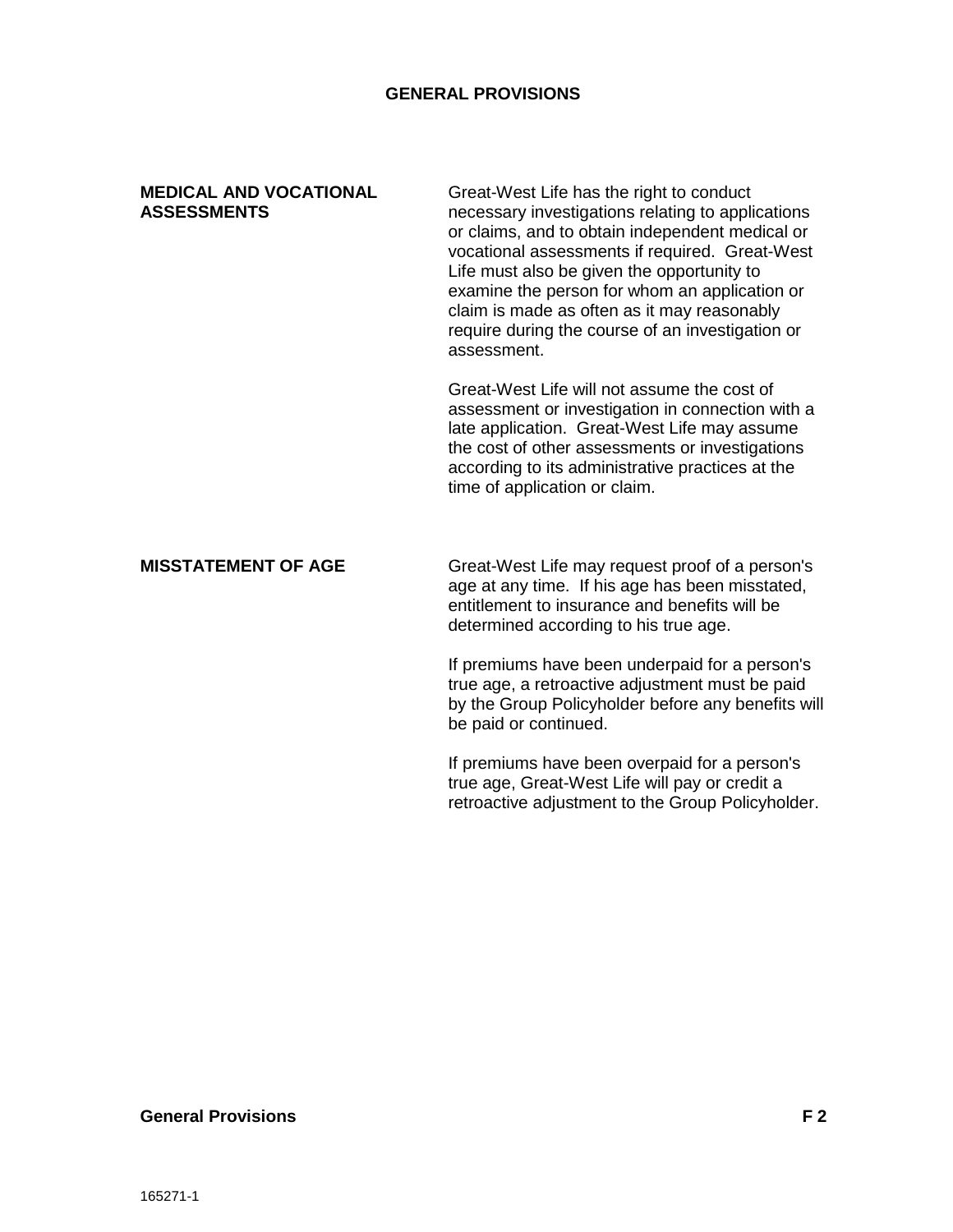## GENERAL PROVISIONS

**MEDICAL AND VOCATIONAL ASSESSMENTS**

Great-West Life has the right to conduct necessary investigations relating to applications or claims, and to obtain independent medical or vocational assessments if required. Great-West Life must also be given the opportunity to examine the person for whom an application or claim is made as often as it may reasonably require during the course of an investigation or assessment.

Great-West Life will not assume the cost of assessment or investigation in connection with a late application. Great-West Life may assume the cost of other assessments or investigations according to its administrative practices at the time of application or claim.

**MISSTATEMENT OF AGE**

Great-West Life may request proof of a person's age at any time. If his age has been misstated, entitlement to insurance and benefits will be determined according to his true age.

If premiums have been underpaid for a person's true age, a retroactive adjustment must be paid by the Group Policyholder before any benefits will be paid or continued.

If premiums have been overpaid for a person's true age, Great-West Life will pay or credit a retroactive adjustment to the Group Policyholder.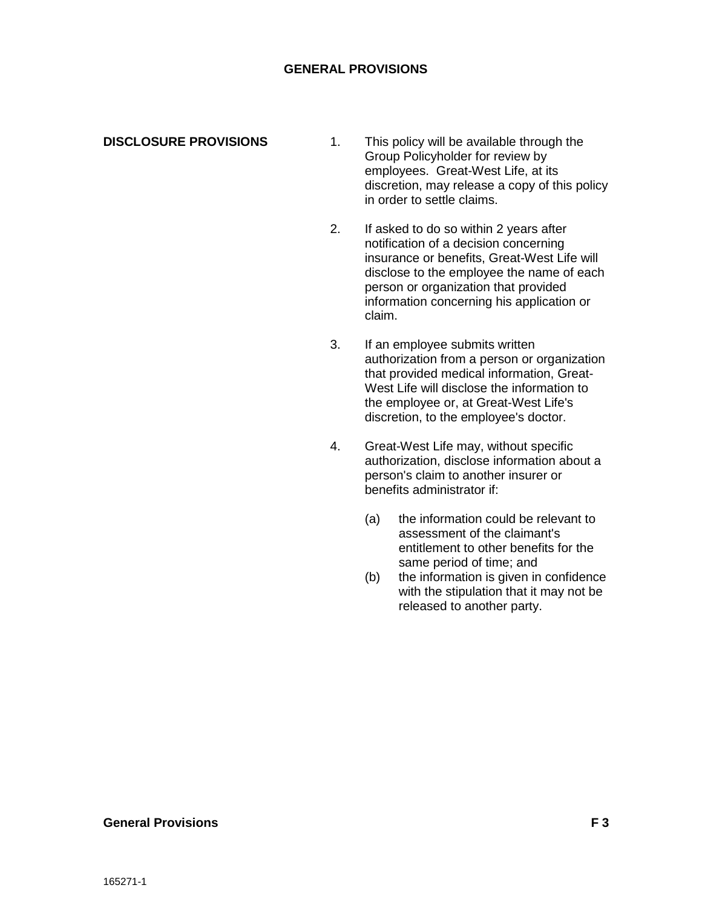# GENERAL PROVISIONS

**DISCLOSURE PROVISIONS**

1. This policy will be available through the Group Policyholder for review by employees. Great-West Life, at its discretion, may release a copy of this policy in order to settle claims.

2. If asked to do so within 2 years after notification of a decision concerning insurance or benefits, Great-West Life will disclose to the employee the name of each person or organization that provided information concerning his application or claim.

3. If an employee submits written authorization from a person or organization that provided medical information, Great-West Life will disclose the information to the employee or, at Great-West Life's discretion, to the employee's doctor.

4. Great-West Life may, without specific authorization, disclose information about a person's claim to another insurer or benefits administrator if:

   (a) the information could be relevant to assessment of the claimant's entitlement to other benefits for the same period of time; and

   (b) the information is given in confidence with the stipulation that it may not be released to another party.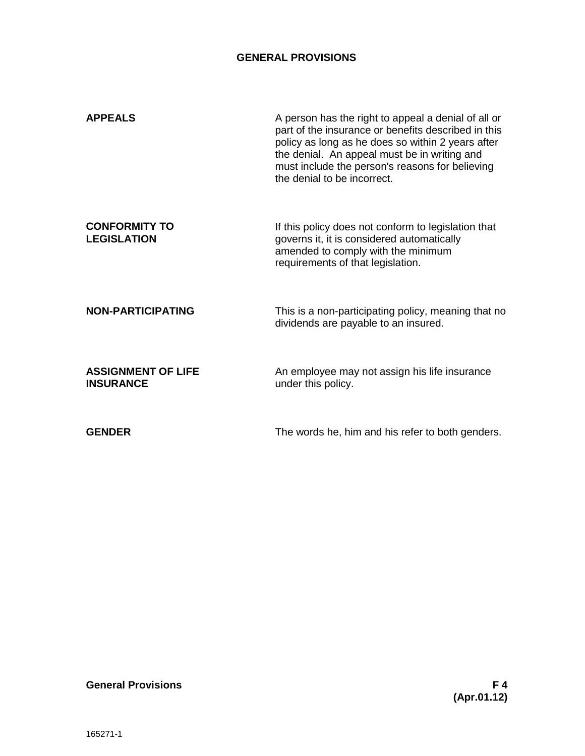# GENERAL PROVISIONS

**APPEALS**

A person has the right to appeal a denial of all or part of the insurance or benefits described in this policy as long as he does so within 2 years after the denial. An appeal must be in writing and must include the person's reasons for believing the denial to be incorrect.

**CONFORMITY TO LEGISLATION**

If this policy does not conform to legislation that governs it, it is considered automatically amended to comply with the minimum requirements of that legislation.

**NON-PARTICIPATING**

This is a non-participating policy, meaning that no dividends are payable to an insured.

**ASSIGNMENT OF LIFE INSURANCE**

An employee may not assign his life insurance under this policy.

**GENDER**

The words he, him and his refer to both genders.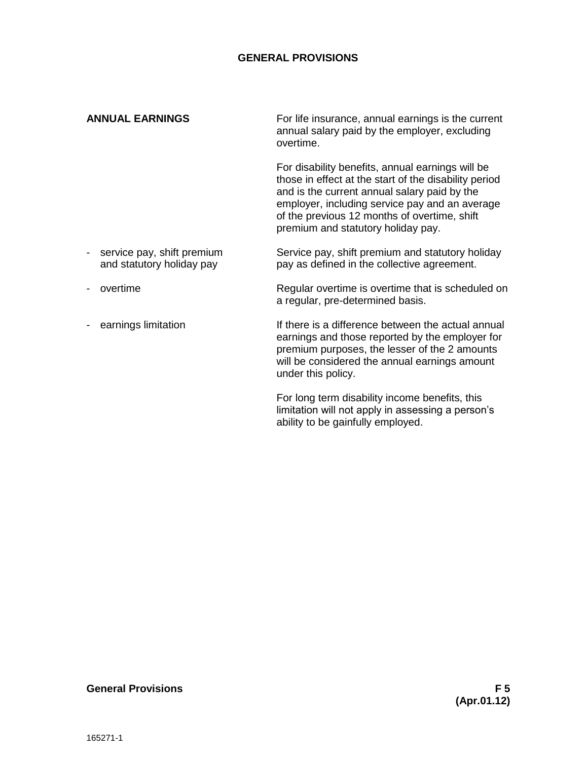# GENERAL PROVISIONS

**ANNUAL EARNINGS**

For life insurance, annual earnings is the current annual salary paid by the employer, excluding overtime.

For disability benefits, annual earnings will be those in effect at the start of the disability period and is the current annual salary paid by the employer, including service pay and an average of the previous 12 months of overtime, shift premium and statutory holiday pay.

- service pay, shift premium and statutory holiday pay

  Service pay, shift premium and statutory holiday pay as defined in the collective agreement.

- overtime

  Regular overtime is overtime that is scheduled on a regular, pre-determined basis.

- earnings limitation

  If there is a difference between the actual annual earnings and those reported by the employer for premium purposes, the lesser of the 2 amounts will be considered the annual earnings amount under this policy.

  For long term disability income benefits, this limitation will not apply in assessing a person's ability to be gainfully employed.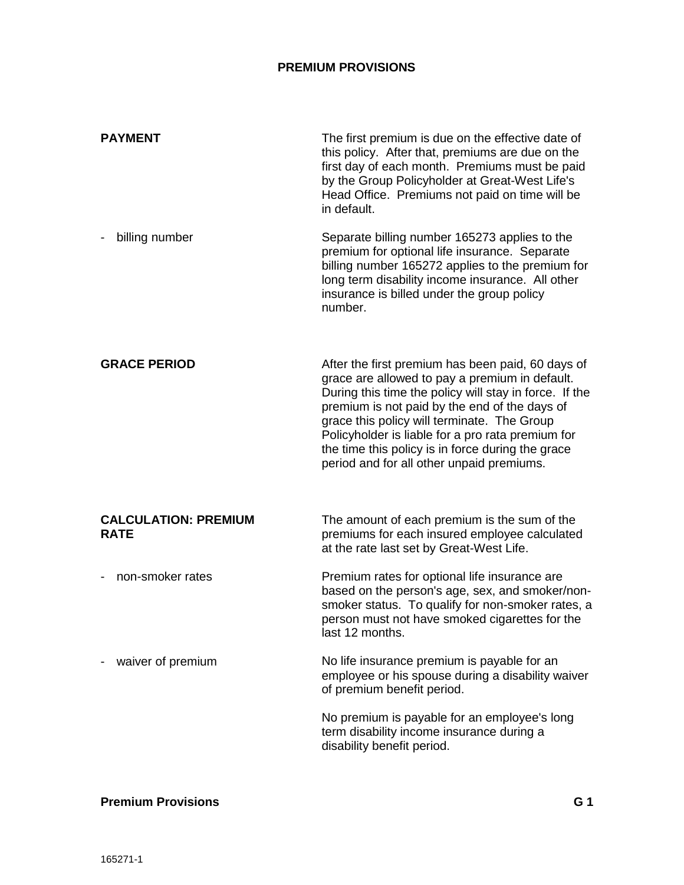# PREMIUM PROVISIONS

**PAYMENT**

The first premium is due on the effective date of this policy. After that, premiums are due on the first day of each month. Premiums must be paid by the Group Policyholder at Great-West Life's Head Office. Premiums not paid on time will be in default.

- billing number

Separate billing number 165273 applies to the premium for optional life insurance. Separate billing number 165272 applies to the premium for long term disability income insurance. All other insurance is billed under the group policy number.

**GRACE PERIOD**

After the first premium has been paid, 60 days of grace are allowed to pay a premium in default. During this time the policy will stay in force. If the premium is not paid by the end of the days of grace this policy will terminate. The Group Policyholder is liable for a pro rata premium for the time this policy is in force during the grace period and for all other unpaid premiums.

**CALCULATION: PREMIUM RATE**

The amount of each premium is the sum of the premiums for each insured employee calculated at the rate last set by Great-West Life.

- non-smoker rates

Premium rates for optional life insurance are based on the person's age, sex, and smoker/non-smoker status. To qualify for non-smoker rates, a person must not have smoked cigarettes for the last 12 months.

- waiver of premium

No life insurance premium is payable for an employee or his spouse during a disability waiver of premium benefit period.

No premium is payable for an employee's long term disability income insurance during a disability benefit period.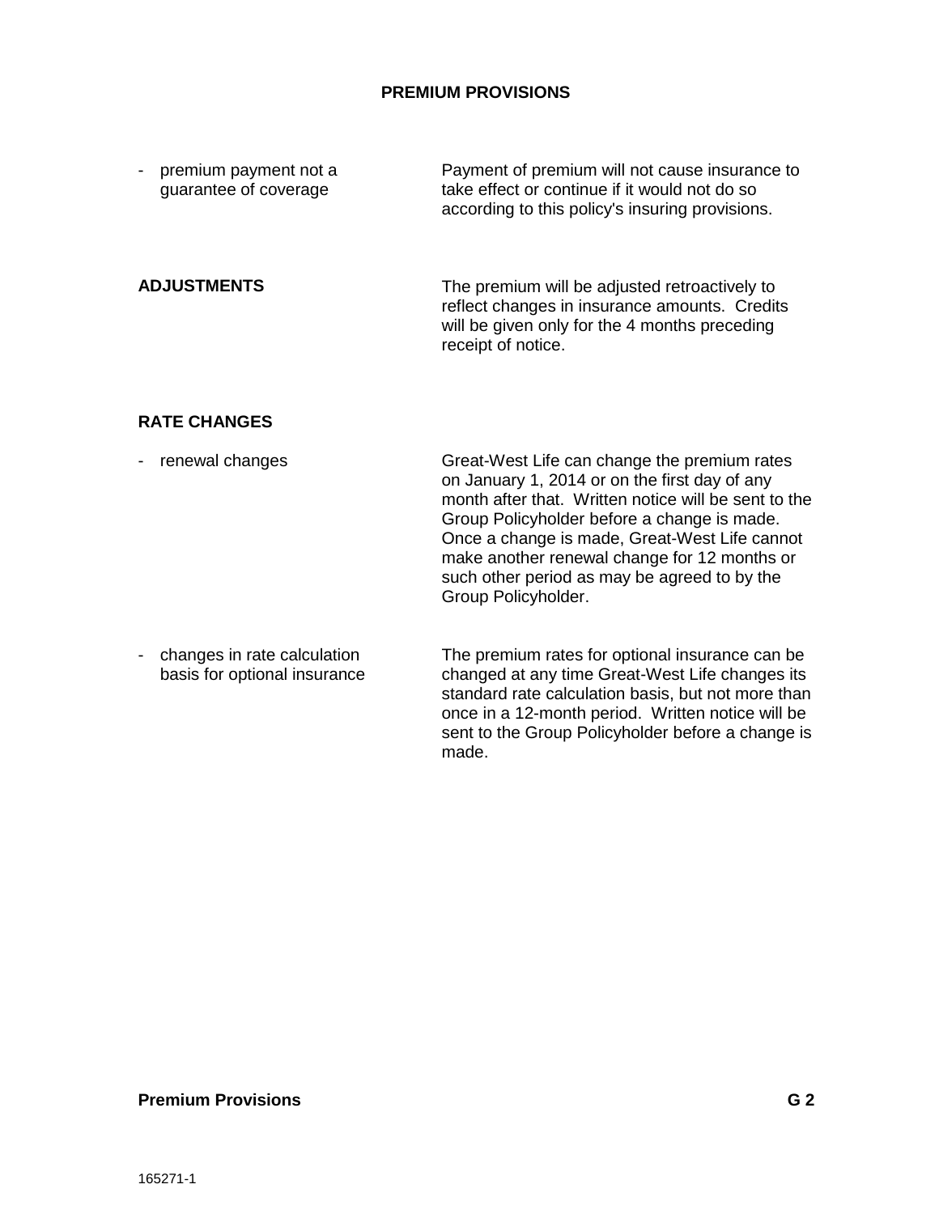## PREMIUM PROVISIONS

- premium payment not a guarantee of coverage — Payment of premium will not cause insurance to take effect or continue if it would not do so according to this policy's insuring provisions.

**ADJUSTMENTS**

The premium will be adjusted retroactively to reflect changes in insurance amounts. Credits will be given only for the 4 months preceding receipt of notice.

**RATE CHANGES**

- renewal changes — Great-West Life can change the premium rates on January 1, 2014 or on the first day of any month after that. Written notice will be sent to the Group Policyholder before a change is made. Once a change is made, Great-West Life cannot make another renewal change for 12 months or such other period as may be agreed to by the Group Policyholder.

- changes in rate calculation basis for optional insurance — The premium rates for optional insurance can be changed at any time Great-West Life changes its standard rate calculation basis, but not more than once in a 12-month period. Written notice will be sent to the Group Policyholder before a change is made.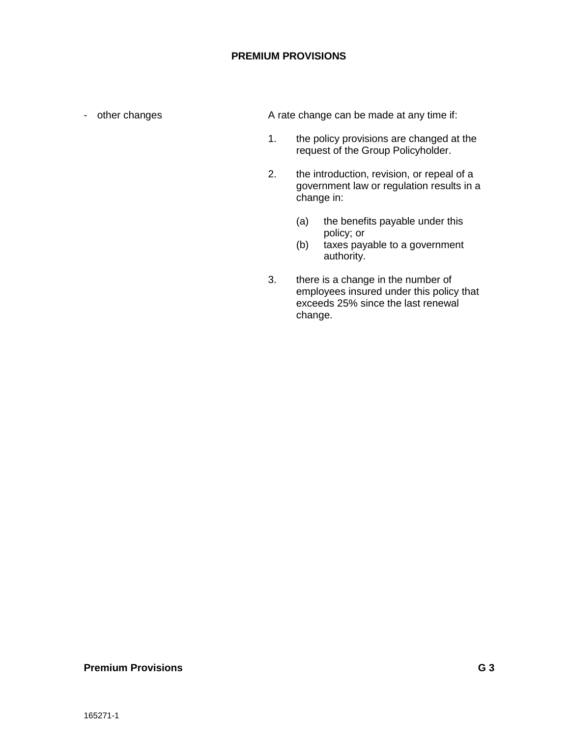# PREMIUM PROVISIONS

- other changes

A rate change can be made at any time if:

1. the policy provisions are changed at the request of the Group Policyholder.

2. the introduction, revision, or repeal of a government law or regulation results in a change in:

   (a) the benefits payable under this policy; or
   (b) taxes payable to a government authority.

3. there is a change in the number of employees insured under this policy that exceeds 25% since the last renewal change.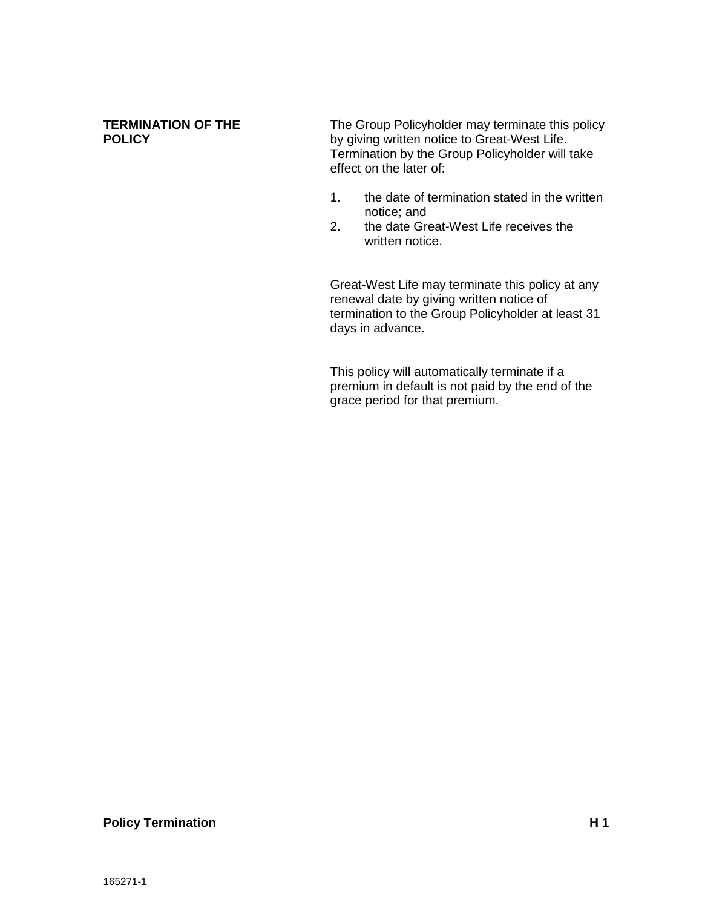## TERMINATION OF THE POLICY

The Group Policyholder may terminate this policy by giving written notice to Great-West Life. Termination by the Group Policyholder will take effect on the later of:

1. the date of termination stated in the written notice; and
2. the date Great-West Life receives the written notice.

Great-West Life may terminate this policy at any renewal date by giving written notice of termination to the Group Policyholder at least 31 days in advance.

This policy will automatically terminate if a premium in default is not paid by the end of the grace period for that premium.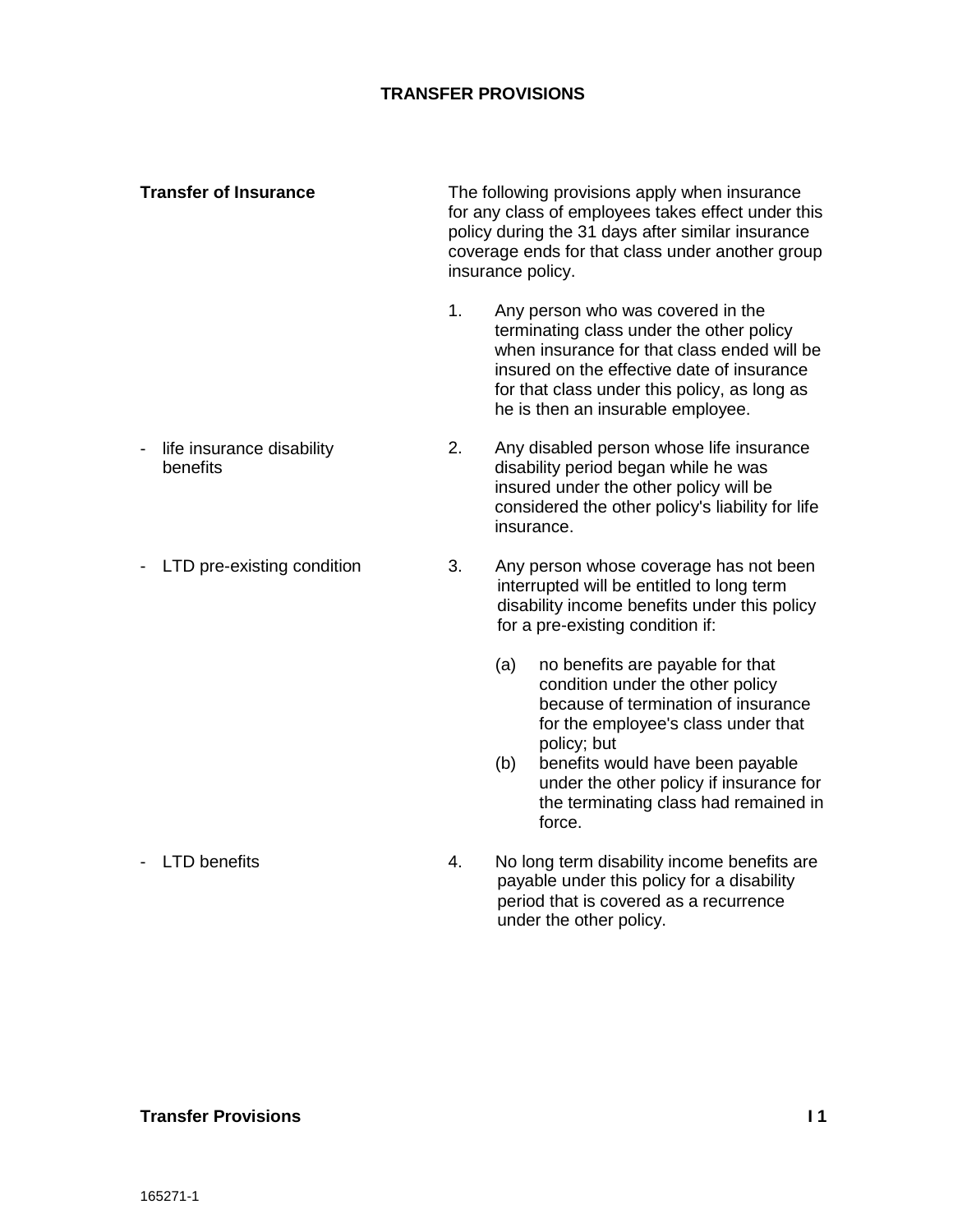# TRANSFER PROVISIONS

**Transfer of Insurance**

The following provisions apply when insurance for any class of employees takes effect under this policy during the 31 days after similar insurance coverage ends for that class under another group insurance policy.

1. Any person who was covered in the terminating class under the other policy when insurance for that class ended will be insured on the effective date of insurance for that class under this policy, as long as he is then an insurable employee.

- life insurance disability benefits

2. Any disabled person whose life insurance disability period began while he was insured under the other policy will be considered the other policy's liability for life insurance.

- LTD pre-existing condition

3. Any person whose coverage has not been interrupted will be entitled to long term disability income benefits under this policy for a pre-existing condition if:

   (a) no benefits are payable for that condition under the other policy because of termination of insurance for the employee's class under that policy; but
   (b) benefits would have been payable under the other policy if insurance for the terminating class had remained in force.

- LTD benefits

4. No long term disability income benefits are payable under this policy for a disability period that is covered as a recurrence under the other policy.

165271-1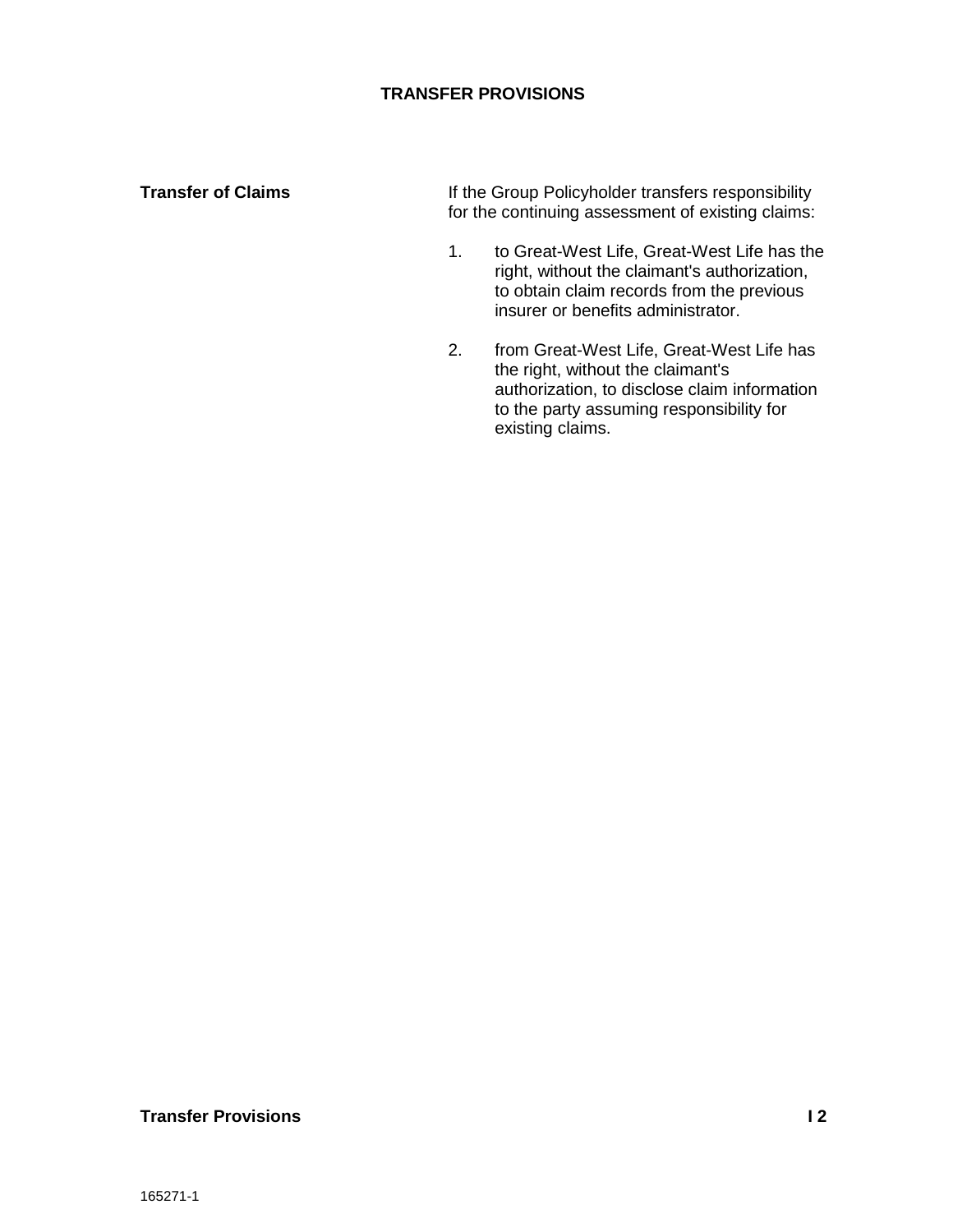# TRANSFER PROVISIONS

**Transfer of Claims**

If the Group Policyholder transfers responsibility for the continuing assessment of existing claims:

1. to Great-West Life, Great-West Life has the right, without the claimant's authorization, to obtain claim records from the previous insurer or benefits administrator.

2. from Great-West Life, Great-West Life has the right, without the claimant's authorization, to disclose claim information to the party assuming responsibility for existing claims.